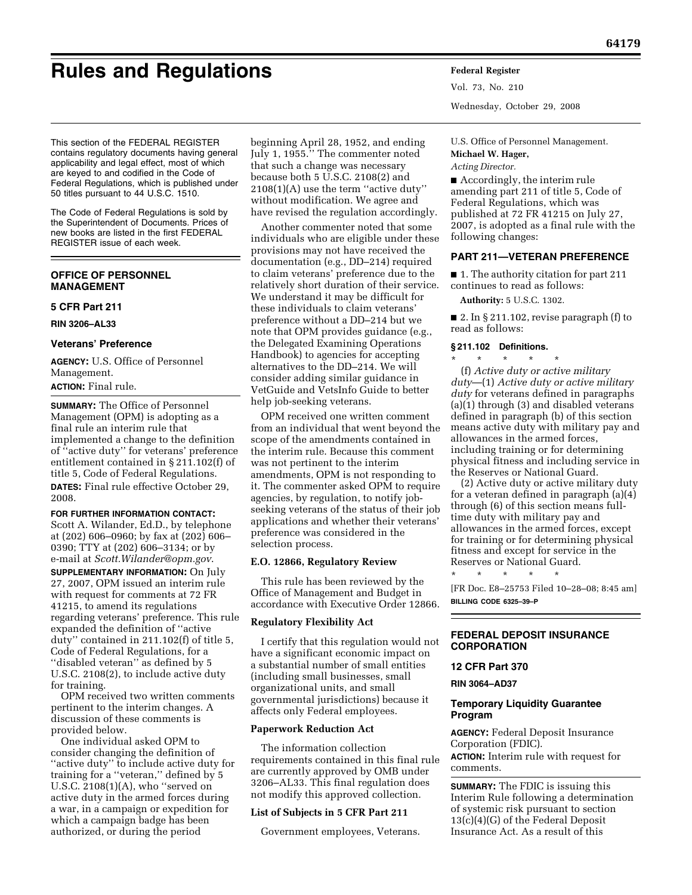# Rules and Regulations

This section of the FEDERAL REGISTER contains regulatory documents having general applicability and legal effect, most of which are keyed to and codified in the Code of Federal Regulations, which is published under 50 titles pursuant to 44 U.S.C. 1510.

The Code of Federal Regulations is sold by the Superintendent of Documents. Prices of new books are listed in the first FEDERAL REGISTER issue of each week.

## OFFICE OF PERSONNEL MANAGEMENT

### 5 CFR Part 211

**RIN 3206–AL33**

### Veterans' Preference

**AGENCY:** U.S. Office of Personnel Management.

**ACTION:** Final rule.

**SUMMARY:** The Office of Personnel Management (OPM) is adopting as a final rule an interim rule that implemented a change to the definition of ''active duty'' for veterans' preference entitlement contained in § 211.102(f) of title 5, Code of Federal Regulations.

**DATES:** Final rule effective October 29, 2008.

**FOR FURTHER INFORMATION CONTACT:** Scott A. Wilander, Ed.D., by telephone at (202) 606–0960; by fax at (202) 606–0390; TTY at (202) 606–3134; or by e-mail at *Scott.Wilander@opm.gov*.

**SUPPLEMENTARY INFORMATION:** On July 27, 2007, OPM issued an interim rule with request for comments at 72 FR 41215, to amend its regulations regarding veterans' preference. This rule expanded the definition of ''active duty'' contained in 211.102(f) of title 5, Code of Federal Regulations, for a ''disabled veteran'' as defined by 5 U.S.C. 2108(2), to include active duty for training.

OPM received two written comments pertinent to the interim changes. A discussion of these comments is provided below.

One individual asked OPM to consider changing the definition of ''active duty'' to include active duty for training for a ''veteran,'' defined by 5 U.S.C. 2108(1)(A), who ''served on active duty in the armed forces during a war, in a campaign or expedition for which a campaign badge has been authorized, or during the period beginning April 28, 1952, and ending July 1, 1955.'' The commenter noted that such a change was necessary because both 5 U.S.C. 2108(2) and 2108(1)(A) use the term ''active duty'' without modification. We agree and have revised the regulation accordingly.

Another commenter noted that some individuals who are eligible under these provisions may not have received the documentation (e.g., DD–214) required to claim veterans' preference due to the relatively short duration of their service. We understand it may be difficult for these individuals to claim veterans' preference without a DD–214 but we note that OPM provides guidance (e.g., the Delegated Examining Operations Handbook) to agencies for accepting alternatives to the DD–214. We will consider adding similar guidance in VetGuide and VetsInfo Guide to better help job-seeking veterans.

OPM received one written comment from an individual that went beyond the scope of the amendments contained in the interim rule. Because this comment was not pertinent to the interim amendments, OPM is not responding to it. The commenter asked OPM to require agencies, by regulation, to notify job-seeking veterans of the status of their job applications and whether their veterans' preference was considered in the selection process.

#### E.O. 12866, Regulatory Review

This rule has been reviewed by the Office of Management and Budget in accordance with Executive Order 12866.

#### Regulatory Flexibility Act

I certify that this regulation would not have a significant economic impact on a substantial number of small entities (including small businesses, small organizational units, and small governmental jurisdictions) because it affects only Federal employees.

#### Paperwork Reduction Act

The information collection requirements contained in this final rule are currently approved by OMB under 3206–AL33. This final regulation does not modify this approved collection.

#### List of Subjects in 5 CFR Part 211

Government employees, Veterans.

U.S. Office of Personnel Management.

**Michael W. Hager,**

*Acting Director.*

■ Accordingly, the interim rule amending part 211 of title 5, Code of Federal Regulations, which was published at 72 FR 41215 on July 27, 2007, is adopted as a final rule with the following changes:

## PART 211—VETERAN PREFERENCE

■ 1. The authority citation for part 211 continues to read as follows:

**Authority:** 5 U.S.C. 1302.

■ 2. In § 211.102, revise paragraph (f) to read as follows:

**§ 211.102 Definitions.**

\* \* \* \* \*

(f) *Active duty or active military duty*—(1) *Active duty or active military duty* for veterans defined in paragraphs (a)(1) through (3) and disabled veterans defined in paragraph (b) of this section means active duty with military pay and allowances in the armed forces, including training or for determining physical fitness and including service in the Reserves or National Guard.

(2) Active duty or active military duty for a veteran defined in paragraph (a)(4) through (6) of this section means full-time duty with military pay and allowances in the armed forces, except for training or for determining physical fitness and except for service in the Reserves or National Guard.

\* \* \* \* \*

[FR Doc. E8–25753 Filed 10–28–08; 8:45 am]

**BILLING CODE 6325–39–P**

## FEDERAL DEPOSIT INSURANCE CORPORATION

### 12 CFR Part 370

**RIN 3064–AD37**

### Temporary Liquidity Guarantee Program

**AGENCY:** Federal Deposit Insurance Corporation (FDIC).

**ACTION:** Interim rule with request for comments.

**SUMMARY:** The FDIC is issuing this Interim Rule following a determination of systemic risk pursuant to section 13(c)(4)(G) of the Federal Deposit Insurance Act. As a result of this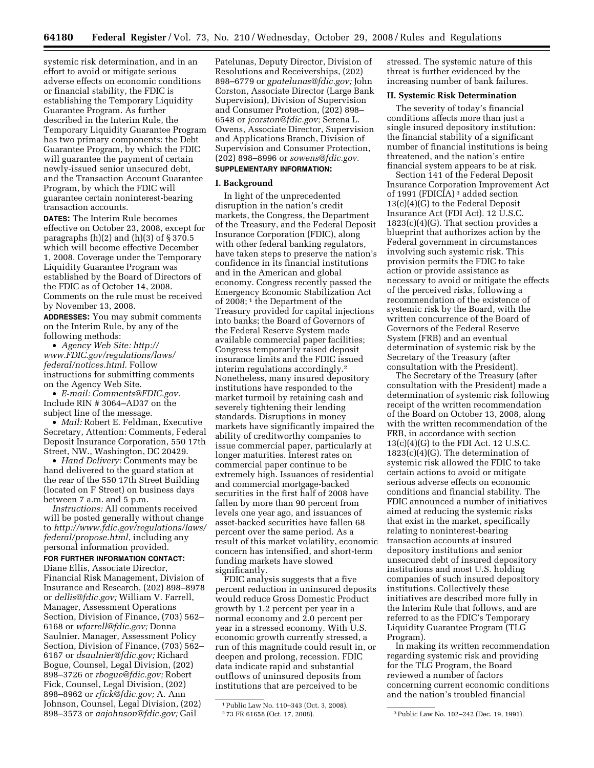systemic risk determination, and in an effort to avoid or mitigate serious adverse effects on economic conditions or financial stability, the FDIC is establishing the Temporary Liquidity Guarantee Program. As further described in the Interim Rule, the Temporary Liquidity Guarantee Program has two primary components: the Debt Guarantee Program, by which the FDIC will guarantee the payment of certain newly-issued senior unsecured debt, and the Transaction Account Guarantee Program, by which the FDIC will guarantee certain noninterest-bearing transaction accounts.

**DATES:** The Interim Rule becomes effective on October 23, 2008, except for paragraphs (h)(2) and (h)(3) of § 370.5 which will become effective December 1, 2008. Coverage under the Temporary Liquidity Guarantee Program was established by the Board of Directors of the FDIC as of October 14, 2008. Comments on the rule must be received by November 13, 2008.

**ADDRESSES:** You may submit comments on the Interim Rule, by any of the following methods:

- *Agency Web Site: http://www.FDIC.gov/regulations/laws/federal/notices.html.* Follow instructions for submitting comments on the Agency Web Site.
- *E-mail: Comments@FDIC.gov.* Include RIN # 3064–AD37 on the subject line of the message.
- *Mail:* Robert E. Feldman, Executive Secretary, Attention: Comments, Federal Deposit Insurance Corporation, 550 17th Street, NW., Washington, DC 20429.
- *Hand Delivery:* Comments may be hand delivered to the guard station at the rear of the 550 17th Street Building (located on F Street) on business days between 7 a.m. and 5 p.m.

*Instructions:* All comments received will be posted generally without change to *http://www.fdic.gov/regulations/laws/federal/propose.html,* including any personal information provided.

**FOR FURTHER INFORMATION CONTACT:** Diane Ellis, Associate Director, Financial Risk Management, Division of Insurance and Research, (202) 898–8978 or *dellis@fdic.gov;* William V. Farrell, Manager, Assessment Operations Section, Division of Finance, (703) 562–6168 or *wfarrell@fdic.gov;* Donna Saulnier. Manager, Assessment Policy Section, Division of Finance, (703) 562–6167 or *dsaulnier@fdic.gov;* Richard Bogue, Counsel, Legal Division, (202) 898–3726 or *rbogue@fdic.gov;* Robert Fick, Counsel, Legal Division, (202) 898–8962 or *rfick@fdic.gov;* A. Ann Johnson, Counsel, Legal Division, (202) 898–3573 or *aajohnson@fdic.gov;* Gail Patelunas, Deputy Director, Division of Resolutions and Receiverships, (202) 898–6779 or *gpatelunas@fdic.gov;* John Corston, Associate Director (Large Bank Supervision), Division of Supervision and Consumer Protection, (202) 898–6548 or *jcorston@fdic.gov;* Serena L. Owens, Associate Director, Supervision and Applications Branch, Division of Supervision and Consumer Protection, (202) 898–8996 or *sowens@fdic.gov.*

**SUPPLEMENTARY INFORMATION:**

## I. Background

In light of the unprecedented disruption in the nation's credit markets, the Congress, the Department of the Treasury, and the Federal Deposit Insurance Corporation (FDIC), along with other federal banking regulators, have taken steps to preserve the nation's confidence in its financial institutions and in the American and global economy. Congress recently passed the Emergency Economic Stabilization Act of 2008; [1] the Department of the Treasury provided for capital injections into banks; the Board of Governors of the Federal Reserve System made available commercial paper facilities; Congress temporarily raised deposit insurance limits and the FDIC issued interim regulations accordingly.[2] Nonetheless, many insured depository institutions have responded to the market turmoil by retaining cash and severely tightening their lending standards. Disruptions in money markets have significantly impaired the ability of creditworthy companies to issue commercial paper, particularly at longer maturities. Interest rates on commercial paper continue to be extremely high. Issuances of residential and commercial mortgage-backed securities in the first half of 2008 have fallen by more than 90 percent from levels one year ago, and issuances of asset-backed securities have fallen 68 percent over the same period. As a result of this market volatility, economic concern has intensified, and short-term funding markets have slowed significantly.

FDIC analysis suggests that a five percent reduction in uninsured deposits would reduce Gross Domestic Product growth by 1.2 percent per year in a normal economy and 2.0 percent per year in a stressed economy. With U.S. economic growth currently stressed, a run of this magnitude could result in, or deepen and prolong, recession. FDIC data indicate rapid and substantial outflows of uninsured deposits from institutions that are perceived to be stressed. The systemic nature of this threat is further evidenced by the increasing number of bank failures.

## II. Systemic Risk Determination

The severity of today's financial conditions affects more than just a single insured depository institution: the financial stability of a significant number of financial institutions is being threatened, and the nation's entire financial system appears to be at risk.

Section 141 of the Federal Deposit Insurance Corporation Improvement Act of 1991 (FDICIA) [3] added section 13(c)(4)(G) to the Federal Deposit Insurance Act (FDI Act). 12 U.S.C. 1823(c)(4)(G). That section provides a blueprint that authorizes action by the Federal government in circumstances involving such systemic risk. This provision permits the FDIC to take action or provide assistance as necessary to avoid or mitigate the effects of the perceived risks, following a recommendation of the existence of systemic risk by the Board, with the written concurrence of the Board of Governors of the Federal Reserve System (FRB) and an eventual determination of systemic risk by the Secretary of the Treasury (after consultation with the President).

The Secretary of the Treasury (after consultation with the President) made a determination of systemic risk following receipt of the written recommendation of the Board on October 13, 2008, along with the written recommendation of the FRB, in accordance with section 13(c)(4)(G) to the FDI Act. 12 U.S.C. 1823(c)(4)(G). The determination of systemic risk allowed the FDIC to take certain actions to avoid or mitigate serious adverse effects on economic conditions and financial stability. The FDIC announced a number of initiatives aimed at reducing the systemic risks that exist in the market, specifically relating to noninterest-bearing transaction accounts at insured depository institutions and senior unsecured debt of insured depository institutions and most U.S. holding companies of such insured depository institutions. Collectively these initiatives are described more fully in the Interim Rule that follows, and are referred to as the FDIC's Temporary Liquidity Guarantee Program (TLG Program).

In making its written recommendation regarding systemic risk and providing for the TLG Program, the Board reviewed a number of factors concerning current economic conditions and the nation's troubled financial

---

[1] Public Law No. 110–343 (Oct. 3, 2008).

[2] 73 FR 61658 (Oct. 17, 2008).

[3] Public Law No. 102–242 (Dec. 19, 1991).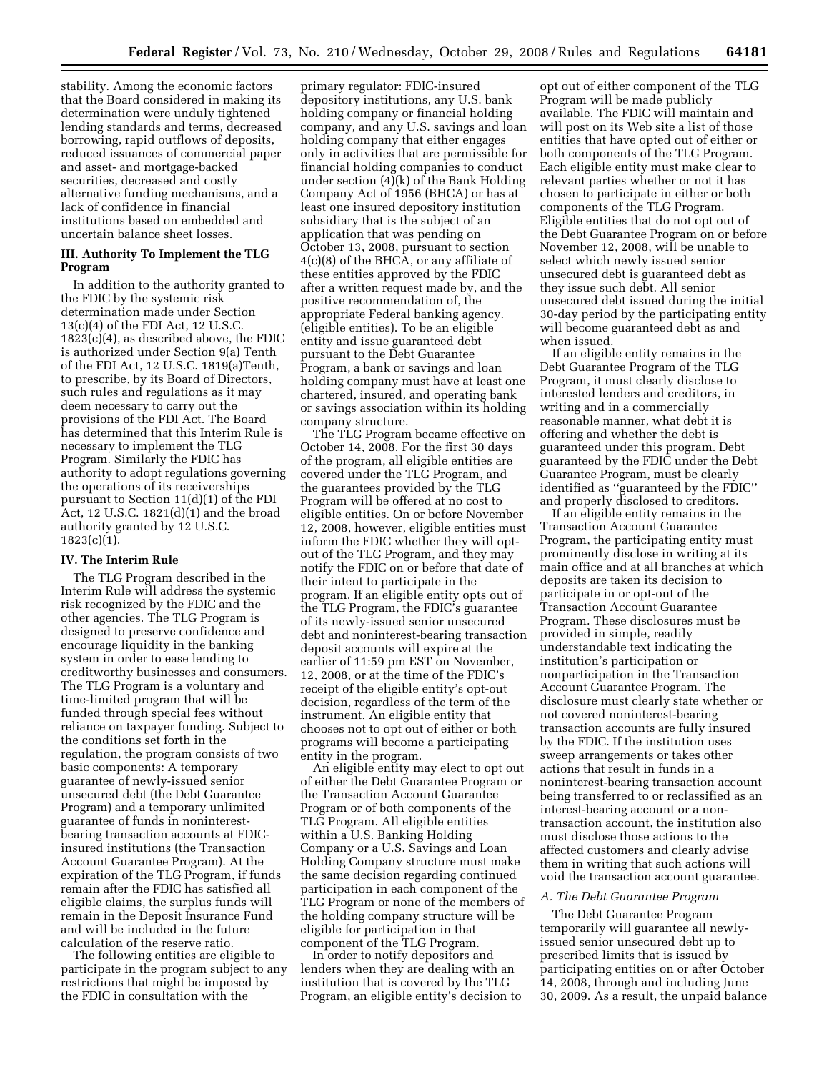stability. Among the economic factors that the Board considered in making its determination were unduly tightened lending standards and terms, decreased borrowing, rapid outflows of deposits, reduced issuances of commercial paper and asset- and mortgage-backed securities, decreased and costly alternative funding mechanisms, and a lack of confidence in financial institutions based on embedded and uncertain balance sheet losses.

### III. Authority To Implement the TLG Program

In addition to the authority granted to the FDIC by the systemic risk determination made under Section 13(c)(4) of the FDI Act, 12 U.S.C. 1823(c)(4), as described above, the FDIC is authorized under Section 9(a) Tenth of the FDI Act, 12 U.S.C. 1819(a)Tenth, to prescribe, by its Board of Directors, such rules and regulations as it may deem necessary to carry out the provisions of the FDI Act. The Board has determined that this Interim Rule is necessary to implement the TLG Program. Similarly the FDIC has authority to adopt regulations governing the operations of its receiverships pursuant to Section 11(d)(1) of the FDI Act, 12 U.S.C. 1821(d)(1) and the broad authority granted by 12 U.S.C. 1823(c)(1).

### IV. The Interim Rule

The TLG Program described in the Interim Rule will address the systemic risk recognized by the FDIC and the other agencies. The TLG Program is designed to preserve confidence and encourage liquidity in the banking system in order to ease lending to creditworthy businesses and consumers. The TLG Program is a voluntary and time-limited program that will be funded through special fees without reliance on taxpayer funding. Subject to the conditions set forth in the regulation, the program consists of two basic components: A temporary guarantee of newly-issued senior unsecured debt (the Debt Guarantee Program) and a temporary unlimited guarantee of funds in noninterest-bearing transaction accounts at FDIC-insured institutions (the Transaction Account Guarantee Program). At the expiration of the TLG Program, if funds remain after the FDIC has satisfied all eligible claims, the surplus funds will remain in the Deposit Insurance Fund and will be included in the future calculation of the reserve ratio.

The following entities are eligible to participate in the program subject to any restrictions that might be imposed by the FDIC in consultation with the primary regulator: FDIC-insured depository institutions, any U.S. bank holding company or financial holding company, and any U.S. savings and loan holding company that either engages only in activities that are permissible for financial holding companies to conduct under section (4)(k) of the Bank Holding Company Act of 1956 (BHCA) or has at least one insured depository institution subsidiary that is the subject of an application that was pending on October 13, 2008, pursuant to section 4(c)(8) of the BHCA, or any affiliate of these entities approved by the FDIC after a written request made by, and the positive recommendation of, the appropriate Federal banking agency. (eligible entities). To be an eligible entity and issue guaranteed debt pursuant to the Debt Guarantee Program, a bank or savings and loan holding company must have at least one chartered, insured, and operating bank or savings association within its holding company structure.

The TLG Program became effective on October 14, 2008. For the first 30 days of the program, all eligible entities are covered under the TLG Program, and the guarantees provided by the TLG Program will be offered at no cost to eligible entities. On or before November 12, 2008, however, eligible entities must inform the FDIC whether they will opt-out of the TLG Program, and they may notify the FDIC on or before that date of their intent to participate in the program. If an eligible entity opts out of the TLG Program, the FDIC's guarantee of its newly-issued senior unsecured debt and noninterest-bearing transaction deposit accounts will expire at the earlier of 11:59 pm EST on November, 12, 2008, or at the time of the FDIC's receipt of the eligible entity's opt-out decision, regardless of the term of the instrument. An eligible entity that chooses not to opt out of either or both programs will become a participating entity in the program.

An eligible entity may elect to opt out of either the Debt Guarantee Program or the Transaction Account Guarantee Program or of both components of the TLG Program. All eligible entities within a U.S. Banking Holding Company or a U.S. Savings and Loan Holding Company structure must make the same decision regarding continued participation in each component of the TLG Program or none of the members of the holding company structure will be eligible for participation in that component of the TLG Program.

In order to notify depositors and lenders when they are dealing with an institution that is covered by the TLG Program, an eligible entity's decision to opt out of either component of the TLG Program will be made publicly available. The FDIC will maintain and will post on its Web site a list of those entities that have opted out of either or both components of the TLG Program. Each eligible entity must make clear to relevant parties whether or not it has chosen to participate in either or both components of the TLG Program. Eligible entities that do not opt out of the Debt Guarantee Program on or before November 12, 2008, will be unable to select which newly issued senior unsecured debt is guaranteed debt as they issue such debt. All senior unsecured debt issued during the initial 30-day period by the participating entity will become guaranteed debt as and when issued.

If an eligible entity remains in the Debt Guarantee Program of the TLG Program, it must clearly disclose to interested lenders and creditors, in writing and in a commercially reasonable manner, what debt it is offering and whether the debt is guaranteed under this program. Debt guaranteed by the FDIC under the Debt Guarantee Program, must be clearly identified as "guaranteed by the FDIC" and properly disclosed to creditors.

If an eligible entity remains in the Transaction Account Guarantee Program, the participating entity must prominently disclose in writing at its main office and at all branches at which deposits are taken its decision to participate in or opt-out of the Transaction Account Guarantee Program. These disclosures must be provided in simple, readily understandable text indicating the institution's participation or nonparticipation in the Transaction Account Guarantee Program. The disclosure must clearly state whether or not covered noninterest-bearing transaction accounts are fully insured by the FDIC. If the institution uses sweep arrangements or takes other actions that result in funds in a noninterest-bearing transaction account being transferred to or reclassified as an interest-bearing account or a non-transaction account, the institution also must disclose those actions to the affected customers and clearly advise them in writing that such actions will void the transaction account guarantee.

#### *A. The Debt Guarantee Program*

The Debt Guarantee Program temporarily will guarantee all newly-issued senior unsecured debt up to prescribed limits that is issued by participating entities on or after October 14, 2008, through and including June 30, 2009. As a result, the unpaid balance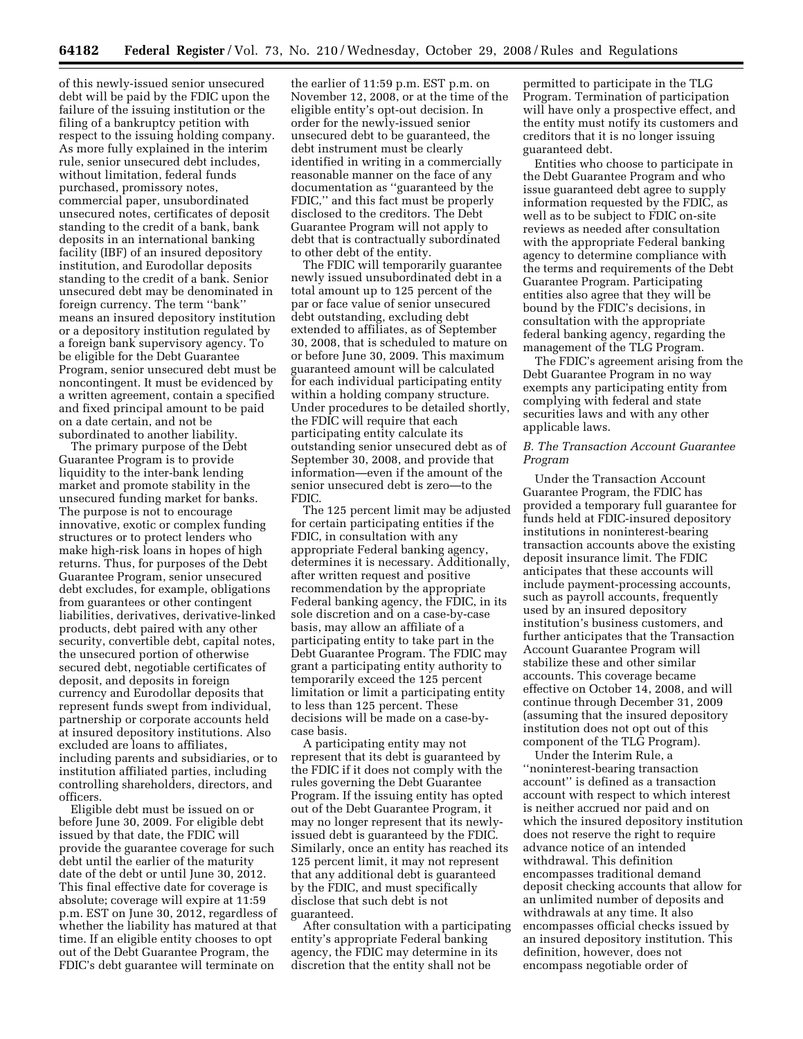of this newly-issued senior unsecured debt will be paid by the FDIC upon the failure of the issuing institution or the filing of a bankruptcy petition with respect to the issuing holding company. As more fully explained in the interim rule, senior unsecured debt includes, without limitation, federal funds purchased, promissory notes, commercial paper, unsubordinated unsecured notes, certificates of deposit standing to the credit of a bank, bank deposits in an international banking facility (IBF) of an insured depository institution, and Eurodollar deposits standing to the credit of a bank. Senior unsecured debt may be denominated in foreign currency. The term ''bank'' means an insured depository institution or a depository institution regulated by a foreign bank supervisory agency. To be eligible for the Debt Guarantee Program, senior unsecured debt must be noncontingent. It must be evidenced by a written agreement, contain a specified and fixed principal amount to be paid on a date certain, and not be subordinated to another liability.

The primary purpose of the Debt Guarantee Program is to provide liquidity to the inter-bank lending market and promote stability in the unsecured funding market for banks. The purpose is not to encourage innovative, exotic or complex funding structures or to protect lenders who make high-risk loans in hopes of high returns. Thus, for purposes of the Debt Guarantee Program, senior unsecured debt excludes, for example, obligations from guarantees or other contingent liabilities, derivatives, derivative-linked products, debt paired with any other security, convertible debt, capital notes, the unsecured portion of otherwise secured debt, negotiable certificates of deposit, and deposits in foreign currency and Eurodollar deposits that represent funds swept from individual, partnership or corporate accounts held at insured depository institutions. Also excluded are loans to affiliates, including parents and subsidiaries, or to institution affiliated parties, including controlling shareholders, directors, and officers.

Eligible debt must be issued on or before June 30, 2009. For eligible debt issued by that date, the FDIC will provide the guarantee coverage for such debt until the earlier of the maturity date of the debt or until June 30, 2012. This final effective date for coverage is absolute; coverage will expire at 11:59 p.m. EST on June 30, 2012, regardless of whether the liability has matured at that time. If an eligible entity chooses to opt out of the Debt Guarantee Program, the FDIC's debt guarantee will terminate on the earlier of 11:59 p.m. EST p.m. on November 12, 2008, or at the time of the eligible entity's opt-out decision. In order for the newly-issued senior unsecured debt to be guaranteed, the debt instrument must be clearly identified in writing in a commercially reasonable manner on the face of any documentation as ''guaranteed by the FDIC,'' and this fact must be properly disclosed to the creditors. The Debt Guarantee Program will not apply to debt that is contractually subordinated to other debt of the entity.

The FDIC will temporarily guarantee newly issued unsubordinated debt in a total amount up to 125 percent of the par or face value of senior unsecured debt outstanding, excluding debt extended to affiliates, as of September 30, 2008, that is scheduled to mature on or before June 30, 2009. This maximum guaranteed amount will be calculated for each individual participating entity within a holding company structure. Under procedures to be detailed shortly, the FDIC will require that each participating entity calculate its outstanding senior unsecured debt as of September 30, 2008, and provide that information—even if the amount of the senior unsecured debt is zero—to the FDIC.

The 125 percent limit may be adjusted for certain participating entities if the FDIC, in consultation with any appropriate Federal banking agency, determines it is necessary. Additionally, after written request and positive recommendation by the appropriate Federal banking agency, the FDIC, in its sole discretion and on a case-by-case basis, may allow an affiliate of a participating entity to take part in the Debt Guarantee Program. The FDIC may grant a participating entity authority to temporarily exceed the 125 percent limitation or limit a participating entity to less than 125 percent. These decisions will be made on a case-by-case basis.

A participating entity may not represent that its debt is guaranteed by the FDIC if it does not comply with the rules governing the Debt Guarantee Program. If the issuing entity has opted out of the Debt Guarantee Program, it may no longer represent that its newly-issued debt is guaranteed by the FDIC. Similarly, once an entity has reached its 125 percent limit, it may not represent that any additional debt is guaranteed by the FDIC, and must specifically disclose that such debt is not guaranteed.

After consultation with a participating entity's appropriate Federal banking agency, the FDIC may determine in its discretion that the entity shall not be permitted to participate in the TLG Program. Termination of participation will have only a prospective effect, and the entity must notify its customers and creditors that it is no longer issuing guaranteed debt.

Entities who choose to participate in the Debt Guarantee Program and who issue guaranteed debt agree to supply information requested by the FDIC, as well as to be subject to FDIC on-site reviews as needed after consultation with the appropriate Federal banking agency to determine compliance with the terms and requirements of the Debt Guarantee Program. Participating entities also agree that they will be bound by the FDIC's decisions, in consultation with the appropriate federal banking agency, regarding the management of the TLG Program.

The FDIC's agreement arising from the Debt Guarantee Program in no way exempts any participating entity from complying with federal and state securities laws and with any other applicable laws.

### *B. The Transaction Account Guarantee Program*

Under the Transaction Account Guarantee Program, the FDIC has provided a temporary full guarantee for funds held at FDIC-insured depository institutions in noninterest-bearing transaction accounts above the existing deposit insurance limit. The FDIC anticipates that these accounts will include payment-processing accounts, such as payroll accounts, frequently used by an insured depository institution's business customers, and further anticipates that the Transaction Account Guarantee Program will stabilize these and other similar accounts. This coverage became effective on October 14, 2008, and will continue through December 31, 2009 (assuming that the insured depository institution does not opt out of this component of the TLG Program).

Under the Interim Rule, a ''noninterest-bearing transaction account'' is defined as a transaction account with respect to which interest is neither accrued nor paid and on which the insured depository institution does not reserve the right to require advance notice of an intended withdrawal. This definition encompasses traditional demand deposit checking accounts that allow for an unlimited number of deposits and withdrawals at any time. It also encompasses official checks issued by an insured depository institution. This definition, however, does not encompass negotiable order of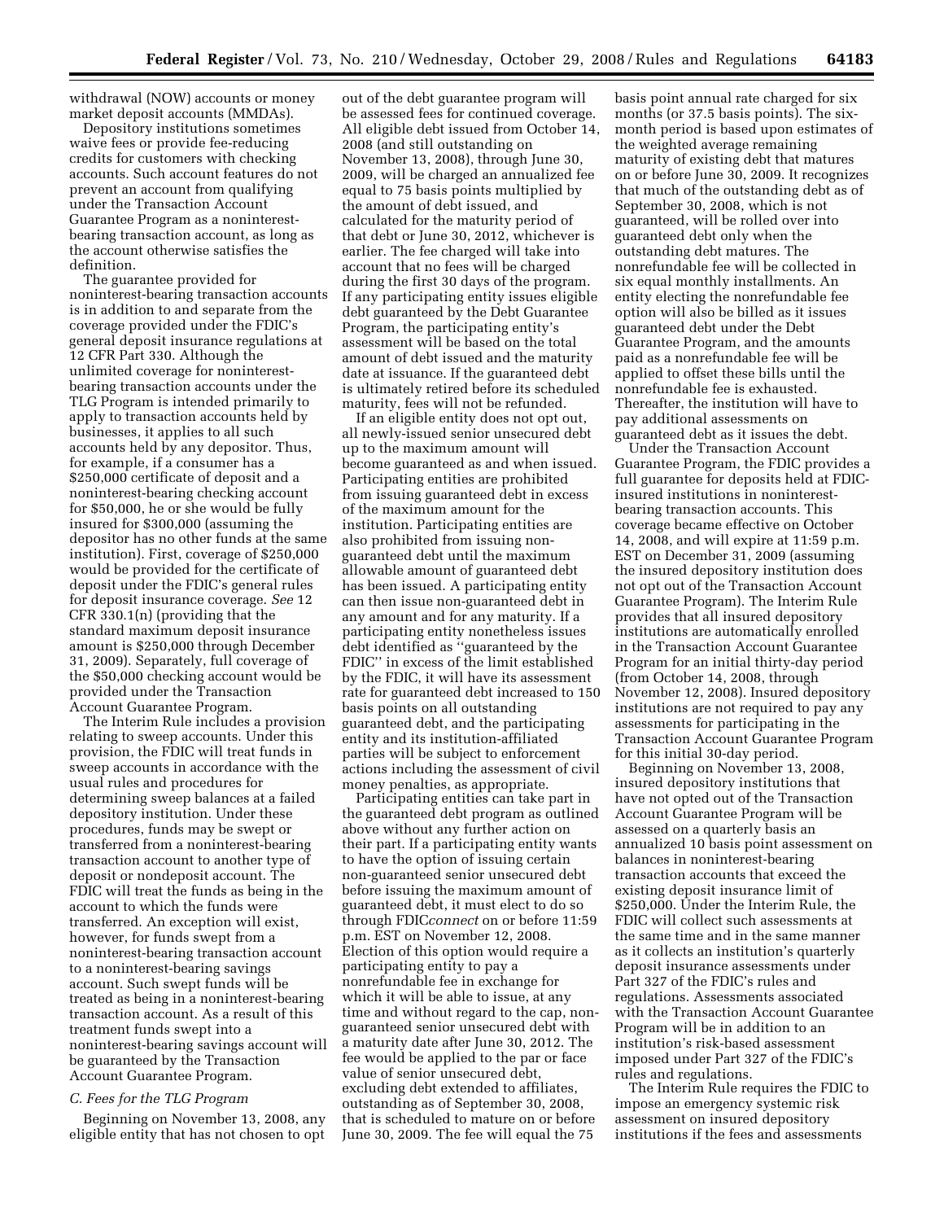withdrawal (NOW) accounts or money market deposit accounts (MMDAs).

Depository institutions sometimes waive fees or provide fee-reducing credits for customers with checking accounts. Such account features do not prevent an account from qualifying under the Transaction Account Guarantee Program as a noninterest-bearing transaction account, as long as the account otherwise satisfies the definition.

The guarantee provided for noninterest-bearing transaction accounts is in addition to and separate from the coverage provided under the FDIC's general deposit insurance regulations at 12 CFR Part 330. Although the unlimited coverage for noninterest-bearing transaction accounts under the TLG Program is intended primarily to apply to transaction accounts held by businesses, it applies to all such accounts held by any depositor. Thus, for example, if a consumer has a $250,000 certificate of deposit and a noninterest-bearing checking account for $50,000, he or she would be fully insured for $300,000 (assuming the depositor has no other funds at the same institution). First, coverage of $250,000 would be provided for the certificate of deposit under the FDIC's general rules for deposit insurance coverage. *See* 12 CFR 330.1(n) (providing that the standard maximum deposit insurance amount is $250,000 through December 31, 2009). Separately, full coverage of the $50,000 checking account would be provided under the Transaction Account Guarantee Program.

The Interim Rule includes a provision relating to sweep accounts. Under this provision, the FDIC will treat funds in sweep accounts in accordance with the usual rules and procedures for determining sweep balances at a failed depository institution. Under these procedures, funds may be swept or transferred from a noninterest-bearing transaction account to another type of deposit or nondeposit account. The FDIC will treat the funds as being in the account to which the funds were transferred. An exception will exist, however, for funds swept from a noninterest-bearing transaction account to a noninterest-bearing savings account. Such swept funds will be treated as being in a noninterest-bearing transaction account. As a result of this treatment funds swept into a noninterest-bearing savings account will be guaranteed by the Transaction Account Guarantee Program.

### *C. Fees for the TLG Program*

Beginning on November 13, 2008, any eligible entity that has not chosen to opt out of the debt guarantee program will be assessed fees for continued coverage. All eligible debt issued from October 14, 2008 (and still outstanding on November 13, 2008), through June 30, 2009, will be charged an annualized fee equal to 75 basis points multiplied by the amount of debt issued, and calculated for the maturity period of that debt or June 30, 2012, whichever is earlier. The fee charged will take into account that no fees will be charged during the first 30 days of the program. If any participating entity issues eligible debt guaranteed by the Debt Guarantee Program, the participating entity's assessment will be based on the total amount of debt issued and the maturity date at issuance. If the guaranteed debt is ultimately retired before its scheduled maturity, fees will not be refunded.

If an eligible entity does not opt out, all newly-issued senior unsecured debt up to the maximum amount will become guaranteed as and when issued. Participating entities are prohibited from issuing guaranteed debt in excess of the maximum amount for the institution. Participating entities are also prohibited from issuing non-guaranteed debt until the maximum allowable amount of guaranteed debt has been issued. A participating entity can then issue non-guaranteed debt in any amount and for any maturity. If a participating entity nonetheless issues debt identified as "guaranteed by the FDIC" in excess of the limit established by the FDIC, it will have its assessment rate for guaranteed debt increased to 150 basis points on all outstanding guaranteed debt, and the participating entity and its institution-affiliated parties will be subject to enforcement actions including the assessment of civil money penalties, as appropriate.

Participating entities can take part in the guaranteed debt program as outlined above without any further action on their part. If a participating entity wants to have the option of issuing certain non-guaranteed senior unsecured debt before issuing the maximum amount of guaranteed debt, it must elect to do so through FDIC*connect* on or before 11:59 p.m. EST on November 12, 2008. Election of this option would require a participating entity to pay a nonrefundable fee in exchange for which it will be able to issue, at any time and without regard to the cap, non-guaranteed senior unsecured debt with a maturity date after June 30, 2012. The fee would be applied to the par or face value of senior unsecured debt, excluding debt extended to affiliates, outstanding as of September 30, 2008, that is scheduled to mature on or before June 30, 2009. The fee will equal the 75 basis point annual rate charged for six months (or 37.5 basis points). The six-month period is based upon estimates of the weighted average remaining maturity of existing debt that matures on or before June 30, 2009. It recognizes that much of the outstanding debt as of September 30, 2008, which is not guaranteed, will be rolled over into guaranteed debt only when the outstanding debt matures. The nonrefundable fee will be collected in six equal monthly installments. An entity electing the nonrefundable fee option will also be billed as it issues guaranteed debt under the Debt Guarantee Program, and the amounts paid as a nonrefundable fee will be applied to offset these bills until the nonrefundable fee is exhausted. Thereafter, the institution will have to pay additional assessments on guaranteed debt as it issues the debt.

Under the Transaction Account Guarantee Program, the FDIC provides a full guarantee for deposits held at FDIC-insured institutions in noninterest-bearing transaction accounts. This coverage became effective on October 14, 2008, and will expire at 11:59 p.m. EST on December 31, 2009 (assuming the insured depository institution does not opt out of the Transaction Account Guarantee Program). The Interim Rule provides that all insured depository institutions are automatically enrolled in the Transaction Account Guarantee Program for an initial thirty-day period (from October 14, 2008, through November 12, 2008). Insured depository institutions are not required to pay any assessments for participating in the Transaction Account Guarantee Program for this initial 30-day period.

Beginning on November 13, 2008, insured depository institutions that have not opted out of the Transaction Account Guarantee Program will be assessed on a quarterly basis an annualized 10 basis point assessment on balances in noninterest-bearing transaction accounts that exceed the existing deposit insurance limit of $250,000. Under the Interim Rule, the FDIC will collect such assessments at the same time and in the same manner as it collects an institution's quarterly deposit insurance assessments under Part 327 of the FDIC's rules and regulations. Assessments associated with the Transaction Account Guarantee Program will be in addition to an institution's risk-based assessment imposed under Part 327 of the FDIC's rules and regulations.

The Interim Rule requires the FDIC to impose an emergency systemic risk assessment on insured depository institutions if the fees and assessments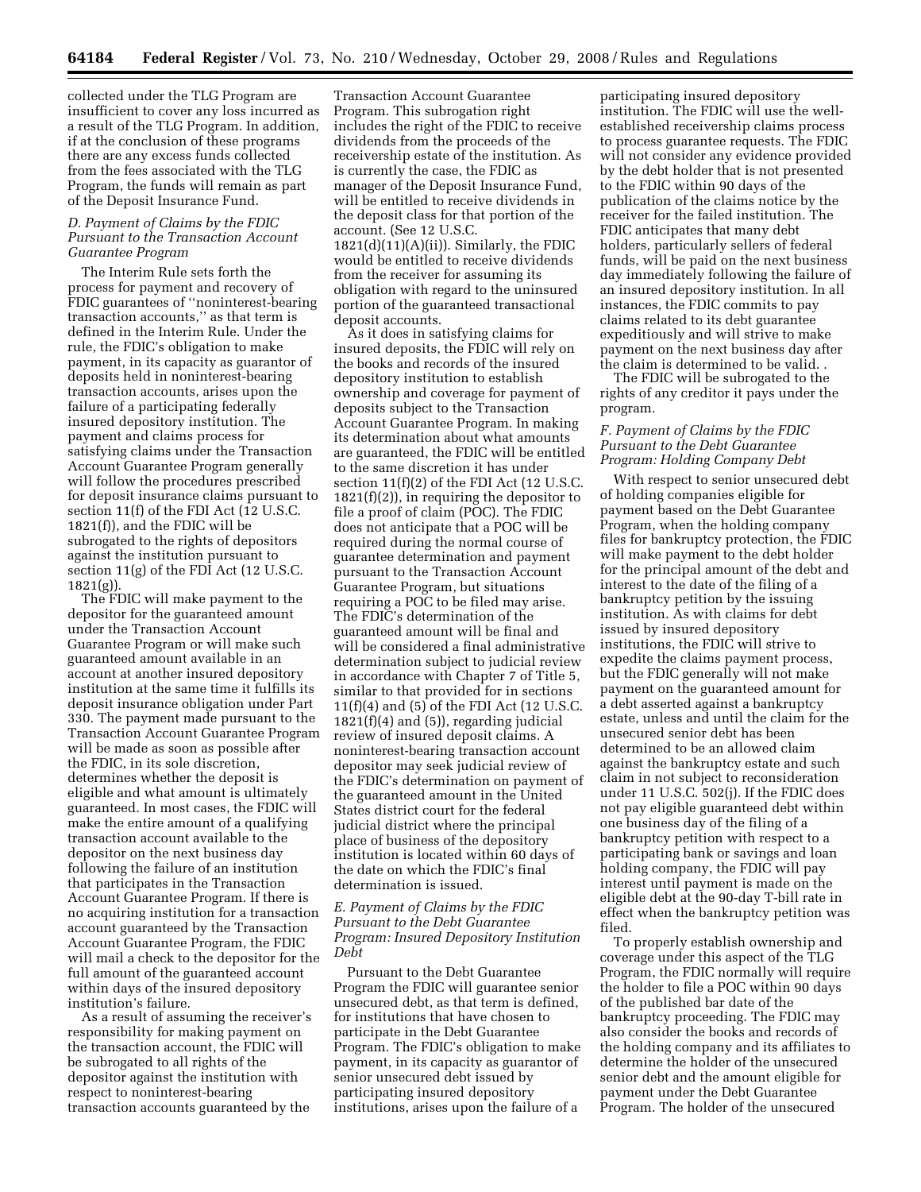collected under the TLG Program are insufficient to cover any loss incurred as a result of the TLG Program. In addition, if at the conclusion of these programs there are any excess funds collected from the fees associated with the TLG Program, the funds will remain as part of the Deposit Insurance Fund.

### *D. Payment of Claims by the FDIC Pursuant to the Transaction Account Guarantee Program*

The Interim Rule sets forth the process for payment and recovery of FDIC guarantees of ''noninterest-bearing transaction accounts,'' as that term is defined in the Interim Rule. Under the rule, the FDIC's obligation to make payment, in its capacity as guarantor of deposits held in noninterest-bearing transaction accounts, arises upon the failure of a participating federally insured depository institution. The payment and claims process for satisfying claims under the Transaction Account Guarantee Program generally will follow the procedures prescribed for deposit insurance claims pursuant to section 11(f) of the FDI Act (12 U.S.C. 1821(f)), and the FDIC will be subrogated to the rights of depositors against the institution pursuant to section 11(g) of the FDI Act (12 U.S.C. 1821(g)).

The FDIC will make payment to the depositor for the guaranteed amount under the Transaction Account Guarantee Program or will make such guaranteed amount available in an account at another insured depository institution at the same time it fulfills its deposit insurance obligation under Part 330. The payment made pursuant to the Transaction Account Guarantee Program will be made as soon as possible after the FDIC, in its sole discretion, determines whether the deposit is eligible and what amount is ultimately guaranteed. In most cases, the FDIC will make the entire amount of a qualifying transaction account available to the depositor on the next business day following the failure of an institution that participates in the Transaction Account Guarantee Program. If there is no acquiring institution for a transaction account guaranteed by the Transaction Account Guarantee Program, the FDIC will mail a check to the depositor for the full amount of the guaranteed account within days of the insured depository institution's failure.

As a result of assuming the receiver's responsibility for making payment on the transaction account, the FDIC will be subrogated to all rights of the depositor against the institution with respect to noninterest-bearing transaction accounts guaranteed by the Transaction Account Guarantee Program. This subrogation right includes the right of the FDIC to receive dividends from the proceeds of the receivership estate of the institution. As is currently the case, the FDIC as manager of the Deposit Insurance Fund, will be entitled to receive dividends in the deposit class for that portion of the account. (See 12 U.S.C. 1821(d)(11)(A)(ii)). Similarly, the FDIC would be entitled to receive dividends from the receiver for assuming its obligation with regard to the uninsured portion of the guaranteed transactional deposit accounts.

As it does in satisfying claims for insured deposits, the FDIC will rely on the books and records of the insured depository institution to establish ownership and coverage for payment of deposits subject to the Transaction Account Guarantee Program. In making its determination about what amounts are guaranteed, the FDIC will be entitled to the same discretion it has under section 11(f)(2) of the FDI Act (12 U.S.C. 1821(f)(2)), in requiring the depositor to file a proof of claim (POC). The FDIC does not anticipate that a POC will be required during the normal course of guarantee determination and payment pursuant to the Transaction Account Guarantee Program, but situations requiring a POC to be filed may arise. The FDIC's determination of the guaranteed amount will be final and will be considered a final administrative determination subject to judicial review in accordance with Chapter 7 of Title 5, similar to that provided for in sections 11(f)(4) and (5) of the FDI Act (12 U.S.C. 1821(f)(4) and (5)), regarding judicial review of insured deposit claims. A noninterest-bearing transaction account depositor may seek judicial review of the FDIC's determination on payment of the guaranteed amount in the United States district court for the federal judicial district where the principal place of business of the depository institution is located within 60 days of the date on which the FDIC's final determination is issued.

### *E. Payment of Claims by the FDIC Pursuant to the Debt Guarantee Program: Insured Depository Institution Debt*

Pursuant to the Debt Guarantee Program the FDIC will guarantee senior unsecured debt, as that term is defined, for institutions that have chosen to participate in the Debt Guarantee Program. The FDIC's obligation to make payment, in its capacity as guarantor of senior unsecured debt issued by participating insured depository institutions, arises upon the failure of a participating insured depository institution. The FDIC will use the well-established receivership claims process to process guarantee requests. The FDIC will not consider any evidence provided by the debt holder that is not presented to the FDIC within 90 days of the publication of the claims notice by the receiver for the failed institution. The FDIC anticipates that many debt holders, particularly sellers of federal funds, will be paid on the next business day immediately following the failure of an insured depository institution. In all instances, the FDIC commits to pay claims related to its debt guarantee expeditiously and will strive to make payment on the next business day after the claim is determined to be valid. .

The FDIC will be subrogated to the rights of any creditor it pays under the program.

### *F. Payment of Claims by the FDIC Pursuant to the Debt Guarantee Program: Holding Company Debt*

With respect to senior unsecured debt of holding companies eligible for payment based on the Debt Guarantee Program, when the holding company files for bankruptcy protection, the FDIC will make payment to the debt holder for the principal amount of the debt and interest to the date of the filing of a bankruptcy petition by the issuing institution. As with claims for debt issued by insured depository institutions, the FDIC will strive to expedite the claims payment process, but the FDIC generally will not make payment on the guaranteed amount for a debt asserted against a bankruptcy estate, unless and until the claim for the unsecured senior debt has been determined to be an allowed claim against the bankruptcy estate and such claim in not subject to reconsideration under 11 U.S.C. 502(j). If the FDIC does not pay eligible guaranteed debt within one business day of the filing of a bankruptcy petition with respect to a participating bank or savings and loan holding company, the FDIC will pay interest until payment is made on the eligible debt at the 90-day T-bill rate in effect when the bankruptcy petition was filed.

To properly establish ownership and coverage under this aspect of the TLG Program, the FDIC normally will require the holder to file a POC within 90 days of the published bar date of the bankruptcy proceeding. The FDIC may also consider the books and records of the holding company and its affiliates to determine the holder of the unsecured senior debt and the amount eligible for payment under the Debt Guarantee Program. The holder of the unsecured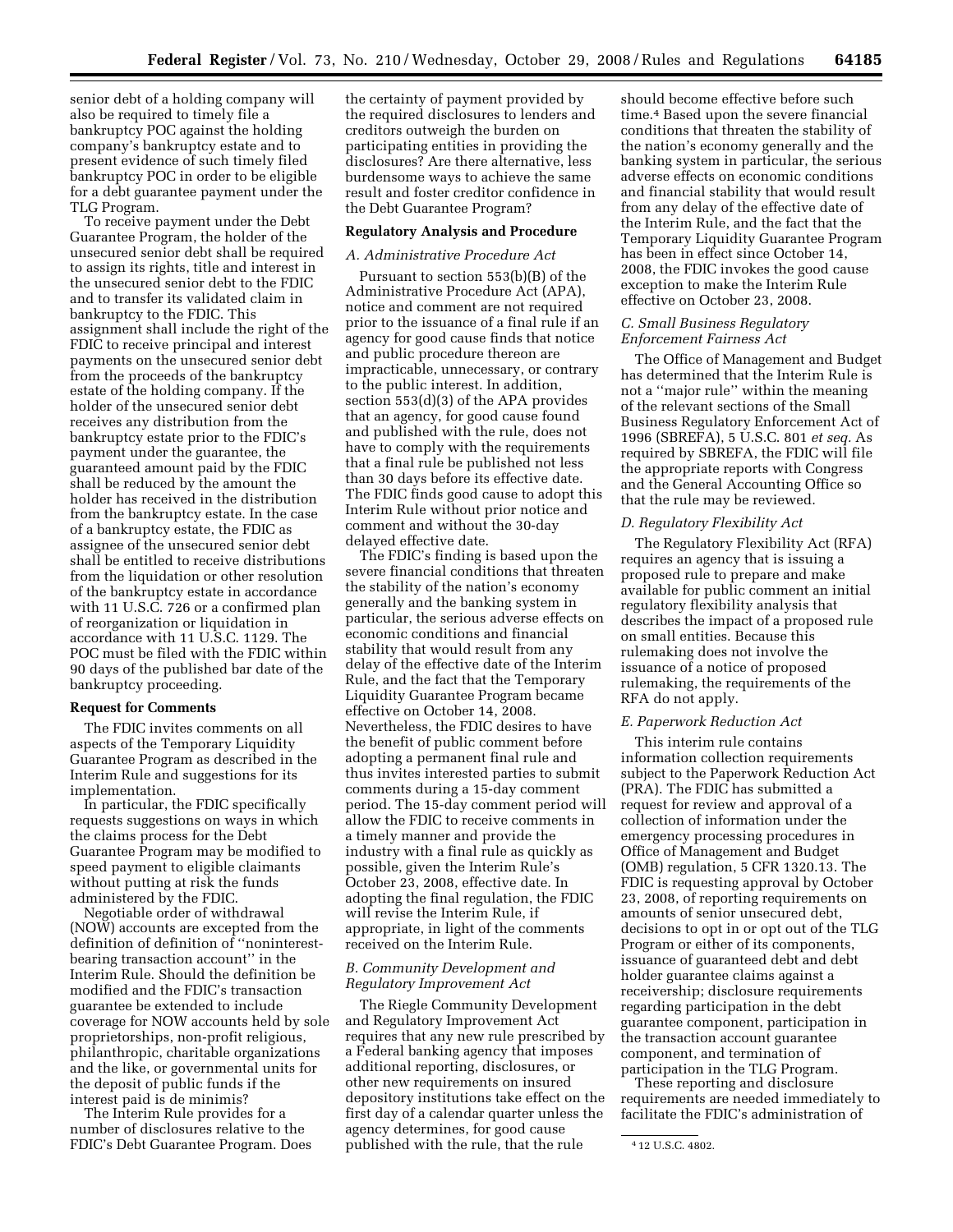senior debt of a holding company will also be required to timely file a bankruptcy POC against the holding company's bankruptcy estate and to present evidence of such timely filed bankruptcy POC in order to be eligible for a debt guarantee payment under the TLG Program.

To receive payment under the Debt Guarantee Program, the holder of the unsecured senior debt shall be required to assign its rights, title and interest in the unsecured senior debt to the FDIC and to transfer its validated claim in bankruptcy to the FDIC. This assignment shall include the right of the FDIC to receive principal and interest payments on the unsecured senior debt from the proceeds of the bankruptcy estate of the holding company. If the holder of the unsecured senior debt receives any distribution from the bankruptcy estate prior to the FDIC's payment under the guarantee, the guaranteed amount paid by the FDIC shall be reduced by the amount the holder has received in the distribution from the bankruptcy estate. In the case of a bankruptcy estate, the FDIC as assignee of the unsecured senior debt shall be entitled to receive distributions from the liquidation or other resolution of the bankruptcy estate in accordance with 11 U.S.C. 726 or a confirmed plan of reorganization or liquidation in accordance with 11 U.S.C. 1129. The POC must be filed with the FDIC within 90 days of the published bar date of the bankruptcy proceeding.

**Request for Comments**

The FDIC invites comments on all aspects of the Temporary Liquidity Guarantee Program as described in the Interim Rule and suggestions for its implementation.

In particular, the FDIC specifically requests suggestions on ways in which the claims process for the Debt Guarantee Program may be modified to speed payment to eligible claimants without putting at risk the funds administered by the FDIC.

Negotiable order of withdrawal (NOW) accounts are excepted from the definition of definition of ''noninterest-bearing transaction account'' in the Interim Rule. Should the definition be modified and the FDIC's transaction guarantee be extended to include coverage for NOW accounts held by sole proprietorships, non-profit religious, philanthropic, charitable organizations and the like, or governmental units for the deposit of public funds if the interest paid is de minimis?

The Interim Rule provides for a number of disclosures relative to the FDIC's Debt Guarantee Program. Does the certainty of payment provided by the required disclosures to lenders and creditors outweigh the burden on participating entities in providing the disclosures? Are there alternative, less burdensome ways to achieve the same result and foster creditor confidence in the Debt Guarantee Program?

**Regulatory Analysis and Procedure**

*A. Administrative Procedure Act*

Pursuant to section 553(b)(B) of the Administrative Procedure Act (APA), notice and comment are not required prior to the issuance of a final rule if an agency for good cause finds that notice and public procedure thereon are impracticable, unnecessary, or contrary to the public interest. In addition, section 553(d)(3) of the APA provides that an agency, for good cause found and published with the rule, does not have to comply with the requirements that a final rule be published not less than 30 days before its effective date. The FDIC finds good cause to adopt this Interim Rule without prior notice and comment and without the 30-day delayed effective date.

The FDIC's finding is based upon the severe financial conditions that threaten the stability of the nation's economy generally and the banking system in particular, the serious adverse effects on economic conditions and financial stability that would result from any delay of the effective date of the Interim Rule, and the fact that the Temporary Liquidity Guarantee Program became effective on October 14, 2008. Nevertheless, the FDIC desires to have the benefit of public comment before adopting a permanent final rule and thus invites interested parties to submit comments during a 15-day comment period. The 15-day comment period will allow the FDIC to receive comments in a timely manner and provide the industry with a final rule as quickly as possible, given the Interim Rule's October 23, 2008, effective date. In adopting the final regulation, the FDIC will revise the Interim Rule, if appropriate, in light of the comments received on the Interim Rule.

*B. Community Development and Regulatory Improvement Act*

The Riegle Community Development and Regulatory Improvement Act requires that any new rule prescribed by a Federal banking agency that imposes additional reporting, disclosures, or other new requirements on insured depository institutions take effect on the first day of a calendar quarter unless the agency determines, for good cause published with the rule, that the rule should become effective before such time.[4] Based upon the severe financial conditions that threaten the stability of the nation's economy generally and the banking system in particular, the serious adverse effects on economic conditions and financial stability that would result from any delay of the effective date of the Interim Rule, and the fact that the Temporary Liquidity Guarantee Program has been in effect since October 14, 2008, the FDIC invokes the good cause exception to make the Interim Rule effective on October 23, 2008.

*C. Small Business Regulatory Enforcement Fairness Act*

The Office of Management and Budget has determined that the Interim Rule is not a ''major rule'' within the meaning of the relevant sections of the Small Business Regulatory Enforcement Act of 1996 (SBREFA), 5 U.S.C. 801 *et seq.* As required by SBREFA, the FDIC will file the appropriate reports with Congress and the General Accounting Office so that the rule may be reviewed.

*D. Regulatory Flexibility Act*

The Regulatory Flexibility Act (RFA) requires an agency that is issuing a proposed rule to prepare and make available for public comment an initial regulatory flexibility analysis that describes the impact of a proposed rule on small entities. Because this rulemaking does not involve the issuance of a notice of proposed rulemaking, the requirements of the RFA do not apply.

*E. Paperwork Reduction Act*

This interim rule contains information collection requirements subject to the Paperwork Reduction Act (PRA). The FDIC has submitted a request for review and approval of a collection of information under the emergency processing procedures in Office of Management and Budget (OMB) regulation, 5 CFR 1320.13. The FDIC is requesting approval by October 23, 2008, of reporting requirements on amounts of senior unsecured debt, decisions to opt in or opt out of the TLG Program or either of its components, issuance of guaranteed debt and debt holder guarantee claims against a receivership; disclosure requirements regarding participation in the debt guarantee component, participation in the transaction account guarantee component, and termination of participation in the TLG Program.

These reporting and disclosure requirements are needed immediately to facilitate the FDIC's administration of

[4] 12 U.S.C. 4802.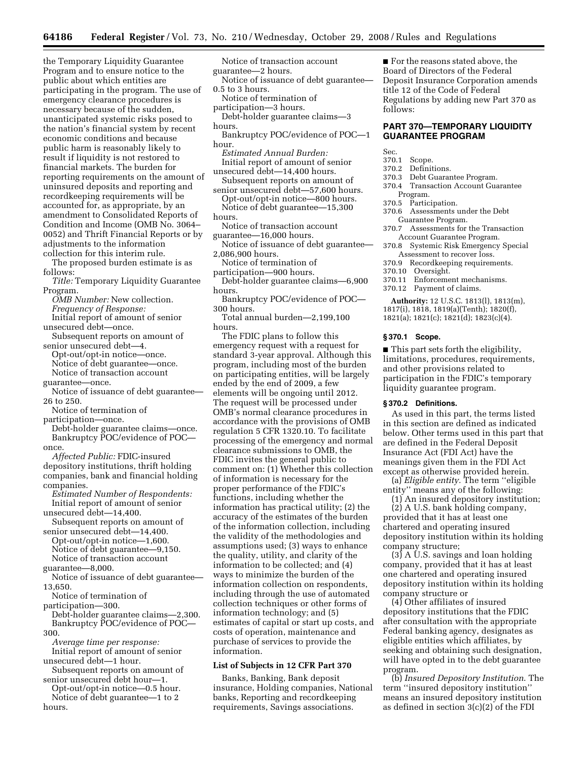the Temporary Liquidity Guarantee Program and to ensure notice to the public about which entities are participating in the program. The use of emergency clearance procedures is necessary because of the sudden, unanticipated systemic risks posed to the nation's financial system by recent economic conditions and because public harm is reasonably likely to result if liquidity is not restored to financial markets. The burden for reporting requirements on the amount of uninsured deposits and reporting and recordkeeping requirements will be accounted for, as appropriate, by an amendment to Consolidated Reports of Condition and Income (OMB No. 3064–0052) and Thrift Financial Reports or by adjustments to the information collection for this interim rule.

The proposed burden estimate is as follows:

*Title:* Temporary Liquidity Guarantee Program.

*OMB Number:* New collection.

*Frequency of Response:*

Initial report of amount of senior unsecured debt—once.

Subsequent reports on amount of senior unsecured debt—4.

Opt-out/opt-in notice—once.

Notice of debt guarantee—once.

Notice of transaction account guarantee—once.

Notice of issuance of debt guarantee—26 to 250.

Notice of termination of participation—once.

Debt-holder guarantee claims—once.

Bankruptcy POC/evidence of POC—once.

*Affected Public:* FDIC-insured depository institutions, thrift holding companies, bank and financial holding companies.

*Estimated Number of Respondents:*

Initial report of amount of senior unsecured debt—14,400.

Subsequent reports on amount of senior unsecured debt—14,400.

Opt-out/opt-in notice—1,600.

Notice of debt guarantee—9,150.

Notice of transaction account guarantee—8,000.

Notice of issuance of debt guarantee—13,650.

Notice of termination of participation—300.

Debt-holder guarantee claims—2,300.

Bankruptcy POC/evidence of POC—300.

*Average time per response:*

Initial report of amount of senior unsecured debt—1 hour.

Subsequent reports on amount of senior unsecured debt hour—1.

Opt-out/opt-in notice—0.5 hour.

Notice of debt guarantee—1 to 2 hours.

Notice of transaction account guarantee—2 hours.

Notice of issuance of debt guarantee—0.5 to 3 hours.

Notice of termination of participation—3 hours.

Debt-holder guarantee claims—3 hours.

Bankruptcy POC/evidence of POC—1 hour.

*Estimated Annual Burden:*

Initial report of amount of senior unsecured debt—14,400 hours.

Subsequent reports on amount of senior unsecured debt—57,600 hours.

Opt-out/opt-in notice—800 hours.

Notice of debt guarantee—15,300 hours.

Notice of transaction account guarantee—16,000 hours.

Notice of issuance of debt guarantee—2,086,900 hours.

Notice of termination of participation—900 hours.

Debt-holder guarantee claims—6,900 hours.

Bankruptcy POC/evidence of POC—300 hours.

Total annual burden—2,199,100 hours.

The FDIC plans to follow this emergency request with a request for standard 3-year approval. Although this program, including most of the burden on participating entities, will be largely ended by the end of 2009, a few elements will be ongoing until 2012. The request will be processed under OMB's normal clearance procedures in accordance with the provisions of OMB regulation 5 CFR 1320.10. To facilitate processing of the emergency and normal clearance submissions to OMB, the FDIC invites the general public to comment on: (1) Whether this collection of information is necessary for the proper performance of the FDIC's functions, including whether the information has practical utility; (2) the accuracy of the estimates of the burden of the information collection, including the validity of the methodologies and assumptions used; (3) ways to enhance the quality, utility, and clarity of the information to be collected; and (4) ways to minimize the burden of the information collection on respondents, including through the use of automated collection techniques or other forms of information technology; and (5) estimates of capital or start up costs, and costs of operation, maintenance and purchase of services to provide the information.

### List of Subjects in 12 CFR Part 370

Banks, Banking, Bank deposit insurance, Holding companies, National banks, Reporting and recordkeeping requirements, Savings associations.

■ For the reasons stated above, the Board of Directors of the Federal Deposit Insurance Corporation amends title 12 of the Code of Federal Regulations by adding new Part 370 as follows:

## PART 370—TEMPORARY LIQUIDITY GUARANTEE PROGRAM

Sec.
370.1 Scope.
370.2 Definitions.
370.3 Debt Guarantee Program.
370.4 Transaction Account Guarantee Program.
370.5 Participation.
370.6 Assessments under the Debt Guarantee Program.
370.7 Assessments for the Transaction Account Guarantee Program.
370.8 Systemic Risk Emergency Special Assessment to recover loss.
370.9 Recordkeeping requirements.
370.10 Oversight.
370.11 Enforcement mechanisms.
370.12 Payment of claims.

**Authority:** 12 U.S.C. 1813(l), 1813(m), 1817(i), 1818, 1819(a)(Tenth); 1820(f), 1821(a); 1821(c); 1821(d); 1823(c)(4).

### § 370.1 Scope.

■ This part sets forth the eligibility, limitations, procedures, requirements, and other provisions related to participation in the FDIC's temporary liquidity guarantee program.

### § 370.2 Definitions.

As used in this part, the terms listed in this section are defined as indicated below. Other terms used in this part that are defined in the Federal Deposit Insurance Act (FDI Act) have the meanings given them in the FDI Act except as otherwise provided herein.

(a) *Eligible entity.* The term ''eligible entity'' means any of the following:

(1) An insured depository institution;

(2) A U.S. bank holding company, provided that it has at least one chartered and operating insured depository institution within its holding company structure;

(3) A U.S. savings and loan holding company, provided that it has at least one chartered and operating insured depository institution within its holding company structure or

(4) Other affiliates of insured depository institutions that the FDIC after consultation with the appropriate Federal banking agency, designates as eligible entities which affiliates, by seeking and obtaining such designation, will have opted in to the debt guarantee program.

(b) *Insured Depository Institution.* The term ''insured depository institution'' means an insured depository institution as defined in section 3(c)(2) of the FDI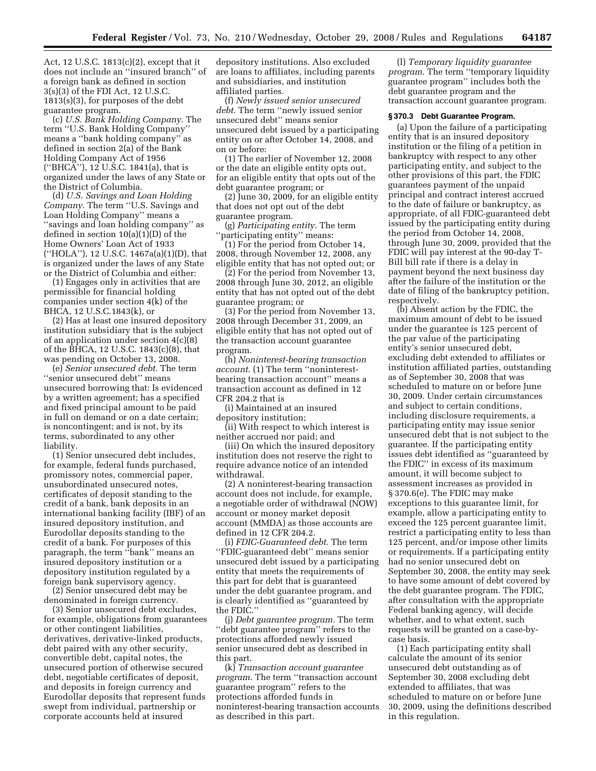Act, 12 U.S.C. 1813(c)(2), except that it does not include an ''insured branch'' of a foreign bank as defined in section 3(s)(3) of the FDI Act, 12 U.S.C. 1813(s)(3), for purposes of the debt guarantee program.

(c) *U.S. Bank Holding Company.* The term ''U.S. Bank Holding Company'' means a ''bank holding company'' as defined in section 2(a) of the Bank Holding Company Act of 1956 (''BHCA''), 12 U.S.C. 1841(a), that is organized under the laws of any State or the District of Columbia.

(d) *U.S. Savings and Loan Holding Company.* The term ''U.S. Savings and Loan Holding Company'' means a ''savings and loan holding company'' as defined in section 10(a)(1)(D) of the Home Owners' Loan Act of 1933 (''HOLA''), 12 U.S.C. 1467a(a)(1)(D), that is organized under the laws of any State or the District of Columbia and either:

(1) Engages only in activities that are permissible for financial holding companies under section 4(k) of the BHCA, 12 U.S.C.1843(k), or

(2) Has at least one insured depository institution subsidiary that is the subject of an application under section 4(c)(8) of the BHCA, 12 U.S.C. 1843(c)(8), that was pending on October 13, 2008.

(e) *Senior unsecured debt.* The term ''senior unsecured debt'' means unsecured borrowing that: Is evidenced by a written agreement; has a specified and fixed principal amount to be paid in full on demand or on a date certain; is noncontingent; and is not, by its terms, subordinated to any other liability.

(1) Senior unsecured debt includes, for example, federal funds purchased, promissory notes, commercial paper, unsubordinated unsecured notes, certificates of deposit standing to the credit of a bank, bank deposits in an international banking facility (IBF) of an insured depository institution, and Eurodollar deposits standing to the credit of a bank. For purposes of this paragraph, the term ''bank'' means an insured depository institution or a depository institution regulated by a foreign bank supervisory agency.

(2) Senior unsecured debt may be denominated in foreign currency.

(3) Senior unsecured debt excludes, for example, obligations from guarantees or other contingent liabilities, derivatives, derivative-linked products, debt paired with any other security, convertible debt, capital notes, the unsecured portion of otherwise secured debt, negotiable certificates of deposit, and deposits in foreign currency and Eurodollar deposits that represent funds swept from individual, partnership or corporate accounts held at insured depository institutions. Also excluded are loans to affiliates, including parents and subsidiaries, and institution affiliated parties.

(f) *Newly issued senior unsecured debt.* The term ''newly issued senior unsecured debt'' means senior unsecured debt issued by a participating entity on or after October 14, 2008, and on or before:

(1) The earlier of November 12, 2008 or the date an eligible entity opts out, for an eligible entity that opts out of the debt guarantee program; or

(2) June 30, 2009, for an eligible entity that does not opt out of the debt guarantee program.

(g) *Participating entity.* The term ''participating entity'' means:

(1) For the period from October 14, 2008, through November 12, 2008, any eligible entity that has not opted out; or

(2) For the period from November 13, 2008 through June 30, 2012, an eligible entity that has not opted out of the debt guarantee program; or

(3) For the period from November 13, 2008 through December 31, 2009, an eligible entity that has not opted out of the transaction account guarantee program.

(h) *Noninterest-bearing transaction account.* (1) The term ''noninterest-bearing transaction account'' means a transaction account as defined in 12 CFR 204.2 that is

(i) Maintained at an insured depository institution;

(ii) With respect to which interest is neither accrued nor paid; and

(iii) On which the insured depository institution does not reserve the right to require advance notice of an intended withdrawal.

(2) A noninterest-bearing transaction account does not include, for example, a negotiable order of withdrawal (NOW) account or money market deposit account (MMDA) as those accounts are defined in 12 CFR 204.2.

(i) *FDIC-Guaranteed debt.* The term ''FDIC-guaranteed debt'' means senior unsecured debt issued by a participating entity that meets the requirements of this part for debt that is guaranteed under the debt guarantee program, and is clearly identified as ''guaranteed by the FDIC.''

(j) *Debt guarantee program.* The term ''debt guarantee program'' refers to the protections afforded newly issued senior unsecured debt as described in this part.

(k) *Transaction account guarantee program.* The term ''transaction account guarantee program'' refers to the protections afforded funds in noninterest-bearing transaction accounts as described in this part.

(l) *Temporary liquidity guarantee program.* The term ''temporary liquidity guarantee program'' includes both the debt guarantee program and the transaction account guarantee program.

### § 370.3 Debt Guarantee Program.

(a) Upon the failure of a participating entity that is an insured depository institution or the filing of a petition in bankruptcy with respect to any other participating entity, and subject to the other provisions of this part, the FDIC guarantees payment of the unpaid principal and contract interest accrued to the date of failure or bankruptcy, as appropriate, of all FDIC-guaranteed debt issued by the participating entity during the period from October 14, 2008, through June 30, 2009, provided that the FDIC will pay interest at the 90-day T-Bill bill rate if there is a delay in payment beyond the next business day after the failure of the institution or the date of filing of the bankruptcy petition, respectively.

(b) Absent action by the FDIC, the maximum amount of debt to be issued under the guarantee is 125 percent of the par value of the participating entity's senior unsecured debt, excluding debt extended to affiliates or institution affiliated parties, outstanding as of September 30, 2008 that was scheduled to mature on or before June 30, 2009. Under certain circumstances and subject to certain conditions, including disclosure requirements, a participating entity may issue senior unsecured debt that is not subject to the guarantee. If the participating entity issues debt identified as ''guaranteed by the FDIC'' in excess of its maximum amount, it will become subject to assessment increases as provided in § 370.6(e). The FDIC may make exceptions to this guarantee limit, for example, allow a participating entity to exceed the 125 percent guarantee limit, restrict a participating entity to less than 125 percent, and/or impose other limits or requirements. If a participating entity had no senior unsecured debt on September 30, 2008, the entity may seek to have some amount of debt covered by the debt guarantee program. The FDIC, after consultation with the appropriate Federal banking agency, will decide whether, and to what extent, such requests will be granted on a case-by-case basis.

(1) Each participating entity shall calculate the amount of its senior unsecured debt outstanding as of September 30, 2008 excluding debt extended to affiliates, that was scheduled to mature on or before June 30, 2009, using the definitions described in this regulation.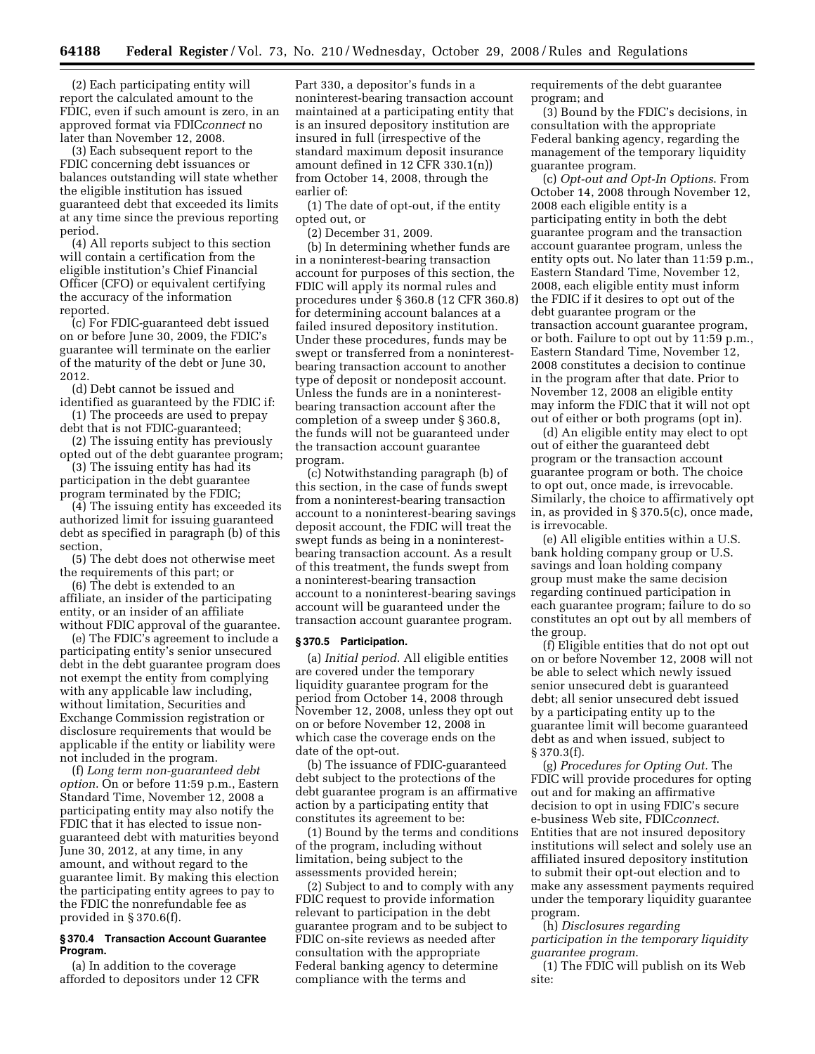(2) Each participating entity will report the calculated amount to the FDIC, even if such amount is zero, in an approved format via FDIC*connect* no later than November 12, 2008.

(3) Each subsequent report to the FDIC concerning debt issuances or balances outstanding will state whether the eligible institution has issued guaranteed debt that exceeded its limits at any time since the previous reporting period.

(4) All reports subject to this section will contain a certification from the eligible institution's Chief Financial Officer (CFO) or equivalent certifying the accuracy of the information reported.

(c) For FDIC-guaranteed debt issued on or before June 30, 2009, the FDIC's guarantee will terminate on the earlier of the maturity of the debt or June 30, 2012.

(d) Debt cannot be issued and identified as guaranteed by the FDIC if:

(1) The proceeds are used to prepay debt that is not FDIC-guaranteed;

(2) The issuing entity has previously opted out of the debt guarantee program;

(3) The issuing entity has had its participation in the debt guarantee program terminated by the FDIC;

(4) The issuing entity has exceeded its authorized limit for issuing guaranteed debt as specified in paragraph (b) of this section,

(5) The debt does not otherwise meet the requirements of this part; or

(6) The debt is extended to an affiliate, an insider of the participating entity, or an insider of an affiliate without FDIC approval of the guarantee.

(e) The FDIC's agreement to include a participating entity's senior unsecured debt in the debt guarantee program does not exempt the entity from complying with any applicable law including, without limitation, Securities and Exchange Commission registration or disclosure requirements that would be applicable if the entity or liability were not included in the program.

(f) *Long term non-guaranteed debt option.* On or before 11:59 p.m., Eastern Standard Time, November 12, 2008 a participating entity may also notify the FDIC that it has elected to issue non-guaranteed debt with maturities beyond June 30, 2012, at any time, in any amount, and without regard to the guarantee limit. By making this election the participating entity agrees to pay to the FDIC the nonrefundable fee as provided in § 370.6(f).

### § 370.4 Transaction Account Guarantee Program.

(a) In addition to the coverage afforded to depositors under 12 CFR Part 330, a depositor's funds in a noninterest-bearing transaction account maintained at a participating entity that is an insured depository institution are insured in full (irrespective of the standard maximum deposit insurance amount defined in 12 CFR 330.1(n)) from October 14, 2008, through the earlier of:

(1) The date of opt-out, if the entity opted out, or

(2) December 31, 2009.

(b) In determining whether funds are in a noninterest-bearing transaction account for purposes of this section, the FDIC will apply its normal rules and procedures under § 360.8 (12 CFR 360.8) for determining account balances at a failed insured depository institution. Under these procedures, funds may be swept or transferred from a noninterest-bearing transaction account to another type of deposit or nondeposit account. Unless the funds are in a noninterest-bearing transaction account after the completion of a sweep under § 360.8, the funds will not be guaranteed under the transaction account guarantee program.

(c) Notwithstanding paragraph (b) of this section, in the case of funds swept from a noninterest-bearing transaction account to a noninterest-bearing savings deposit account, the FDIC will treat the swept funds as being in a noninterest-bearing transaction account. As a result of this treatment, the funds swept from a noninterest-bearing transaction account to a noninterest-bearing savings account will be guaranteed under the transaction account guarantee program.

### § 370.5 Participation.

(a) *Initial period.* All eligible entities are covered under the temporary liquidity guarantee program for the period from October 14, 2008 through November 12, 2008, unless they opt out on or before November 12, 2008 in which case the coverage ends on the date of the opt-out.

(b) The issuance of FDIC-guaranteed debt subject to the protections of the debt guarantee program is an affirmative action by a participating entity that constitutes its agreement to be:

(1) Bound by the terms and conditions of the program, including without limitation, being subject to the assessments provided herein;

(2) Subject to and to comply with any FDIC request to provide information relevant to participation in the debt guarantee program and to be subject to FDIC on-site reviews as needed after consultation with the appropriate Federal banking agency to determine compliance with the terms and requirements of the debt guarantee program; and

(3) Bound by the FDIC's decisions, in consultation with the appropriate Federal banking agency, regarding the management of the temporary liquidity guarantee program.

(c) *Opt-out and Opt-In Options.* From October 14, 2008 through November 12, 2008 each eligible entity is a participating entity in both the debt guarantee program and the transaction account guarantee program, unless the entity opts out. No later than 11:59 p.m., Eastern Standard Time, November 12, 2008, each eligible entity must inform the FDIC if it desires to opt out of the debt guarantee program or the transaction account guarantee program, or both. Failure to opt out by 11:59 p.m., Eastern Standard Time, November 12, 2008 constitutes a decision to continue in the program after that date. Prior to November 12, 2008 an eligible entity may inform the FDIC that it will not opt out of either or both programs (opt in).

(d) An eligible entity may elect to opt out of either the guaranteed debt program or the transaction account guarantee program or both. The choice to opt out, once made, is irrevocable. Similarly, the choice to affirmatively opt in, as provided in § 370.5(c), once made, is irrevocable.

(e) All eligible entities within a U.S. bank holding company group or U.S. savings and loan holding company group must make the same decision regarding continued participation in each guarantee program; failure to do so constitutes an opt out by all members of the group.

(f) Eligible entities that do not opt out on or before November 12, 2008 will not be able to select which newly issued senior unsecured debt is guaranteed debt; all senior unsecured debt issued by a participating entity up to the guarantee limit will become guaranteed debt as and when issued, subject to § 370.3(f).

(g) *Procedures for Opting Out.* The FDIC will provide procedures for opting out and for making an affirmative decision to opt in using FDIC's secure e-business Web site, FDIC*connect*. Entities that are not insured depository institutions will select and solely use an affiliated insured depository institution to submit their opt-out election and to make any assessment payments required under the temporary liquidity guarantee program.

(h) *Disclosures regarding participation in the temporary liquidity guarantee program.*

(1) The FDIC will publish on its Web site: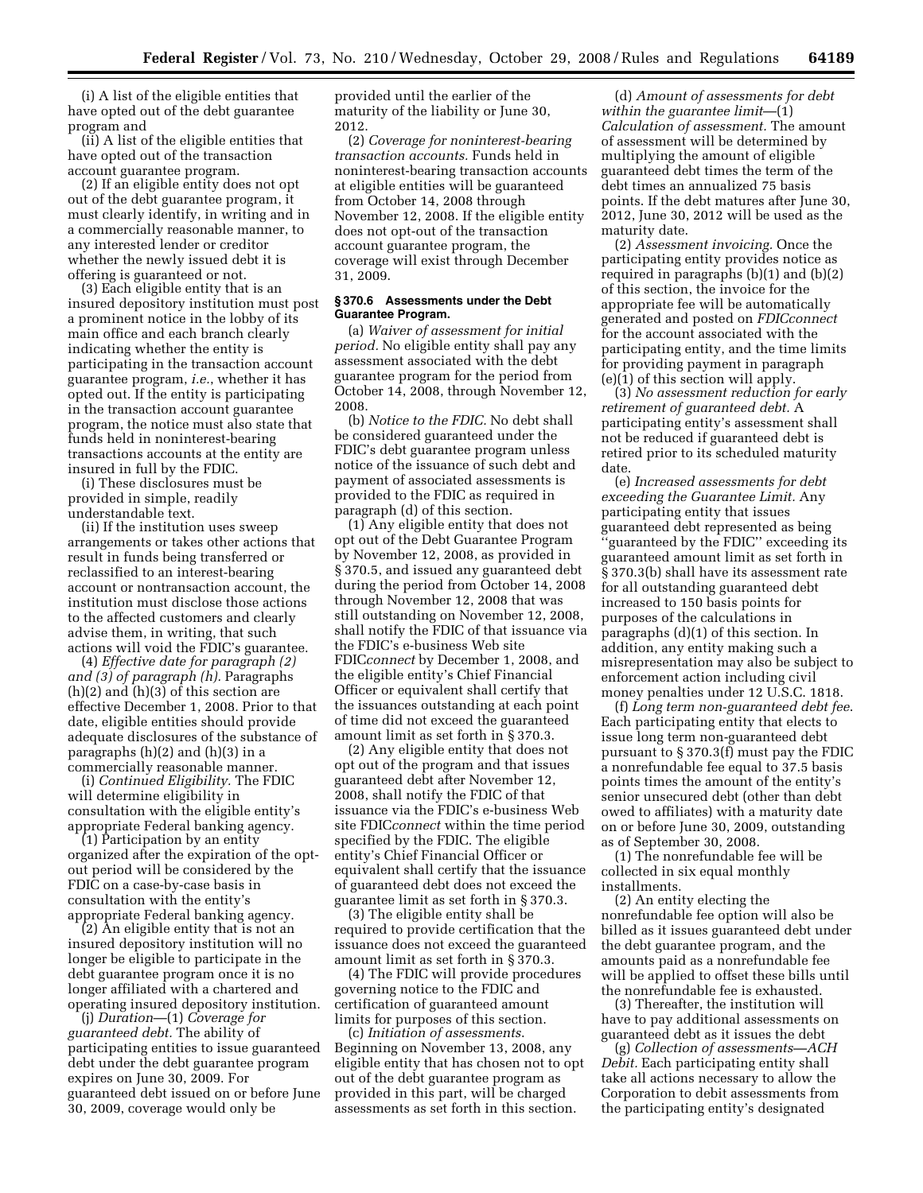(i) A list of the eligible entities that have opted out of the debt guarantee program and

(ii) A list of the eligible entities that have opted out of the transaction account guarantee program.

(2) If an eligible entity does not opt out of the debt guarantee program, it must clearly identify, in writing and in a commercially reasonable manner, to any interested lender or creditor whether the newly issued debt it is offering is guaranteed or not.

(3) Each eligible entity that is an insured depository institution must post a prominent notice in the lobby of its main office and each branch clearly indicating whether the entity is participating in the transaction account guarantee program, *i.e.*, whether it has opted out. If the entity is participating in the transaction account guarantee program, the notice must also state that funds held in noninterest-bearing transactions accounts at the entity are insured in full by the FDIC.

(i) These disclosures must be provided in simple, readily understandable text.

(ii) If the institution uses sweep arrangements or takes other actions that result in funds being transferred or reclassified to an interest-bearing account or nontransaction account, the institution must disclose those actions to the affected customers and clearly advise them, in writing, that such actions will void the FDIC's guarantee.

(4) *Effective date for paragraph (2) and (3) of paragraph (h).* Paragraphs (h)(2) and (h)(3) of this section are effective December 1, 2008. Prior to that date, eligible entities should provide adequate disclosures of the substance of paragraphs (h)(2) and (h)(3) in a commercially reasonable manner.

(i) *Continued Eligibility.* The FDIC will determine eligibility in consultation with the eligible entity's appropriate Federal banking agency.

(1) Participation by an entity organized after the expiration of the opt-out period will be considered by the FDIC on a case-by-case basis in consultation with the entity's appropriate Federal banking agency.

(2) An eligible entity that is not an insured depository institution will no longer be eligible to participate in the debt guarantee program once it is no longer affiliated with a chartered and operating insured depository institution.

(j) *Duration*—(1) *Coverage for guaranteed debt.* The ability of participating entities to issue guaranteed debt under the debt guarantee program expires on June 30, 2009. For guaranteed debt issued on or before June 30, 2009, coverage would only be provided until the earlier of the maturity of the liability or June 30, 2012.

(2) *Coverage for noninterest-bearing transaction accounts.* Funds held in noninterest-bearing transaction accounts at eligible entities will be guaranteed from October 14, 2008 through November 12, 2008. If the eligible entity does not opt-out of the transaction account guarantee program, the coverage will exist through December 31, 2009.

### § 370.6 Assessments under the Debt Guarantee Program.

(a) *Waiver of assessment for initial period.* No eligible entity shall pay any assessment associated with the debt guarantee program for the period from October 14, 2008, through November 12, 2008.

(b) *Notice to the FDIC.* No debt shall be considered guaranteed under the FDIC's debt guarantee program unless notice of the issuance of such debt and payment of associated assessments is provided to the FDIC as required in paragraph (d) of this section.

(1) Any eligible entity that does not opt out of the Debt Guarantee Program by November 12, 2008, as provided in § 370.5, and issued any guaranteed debt during the period from October 14, 2008 through November 12, 2008 that was still outstanding on November 12, 2008, shall notify the FDIC of that issuance via the FDIC's e-business Web site FDIC*connect* by December 1, 2008, and the eligible entity's Chief Financial Officer or equivalent shall certify that the issuances outstanding at each point of time did not exceed the guaranteed amount limit as set forth in § 370.3.

(2) Any eligible entity that does not opt out of the program and that issues guaranteed debt after November 12, 2008, shall notify the FDIC of that issuance via the FDIC's e-business Web site FDIC*connect* within the time period specified by the FDIC. The eligible entity's Chief Financial Officer or equivalent shall certify that the issuance of guaranteed debt does not exceed the guarantee limit as set forth in § 370.3.

(3) The eligible entity shall be required to provide certification that the issuance does not exceed the guaranteed amount limit as set forth in § 370.3.

(4) The FDIC will provide procedures governing notice to the FDIC and certification of guaranteed amount limits for purposes of this section.

(c) *Initiation of assessments.* Beginning on November 13, 2008, any eligible entity that has chosen not to opt out of the debt guarantee program as provided in this part, will be charged assessments as set forth in this section.

(d) *Amount of assessments for debt within the guarantee limit*—(1) *Calculation of assessment.* The amount of assessment will be determined by multiplying the amount of eligible guaranteed debt times the term of the debt times an annualized 75 basis points. If the debt matures after June 30, 2012, June 30, 2012 will be used as the maturity date.

(2) *Assessment invoicing.* Once the participating entity provides notice as required in paragraphs (b)(1) and (b)(2) of this section, the invoice for the appropriate fee will be automatically generated and posted on *FDICconnect* for the account associated with the participating entity, and the time limits for providing payment in paragraph (e)(1) of this section will apply.

(3) *No assessment reduction for early retirement of guaranteed debt.* A participating entity's assessment shall not be reduced if guaranteed debt is retired prior to its scheduled maturity date.

(e) *Increased assessments for debt exceeding the Guarantee Limit.* Any participating entity that issues guaranteed debt represented as being "guaranteed by the FDIC" exceeding its guaranteed amount limit as set forth in § 370.3(b) shall have its assessment rate for all outstanding guaranteed debt increased to 150 basis points for purposes of the calculations in paragraphs (d)(1) of this section. In addition, any entity making such a misrepresentation may also be subject to enforcement action including civil money penalties under 12 U.S.C. 1818.

(f) *Long term non-guaranteed debt fee.* Each participating entity that elects to issue long term non-guaranteed debt pursuant to § 370.3(f) must pay the FDIC a nonrefundable fee equal to 37.5 basis points times the amount of the entity's senior unsecured debt (other than debt owed to affiliates) with a maturity date on or before June 30, 2009, outstanding as of September 30, 2008.

(1) The nonrefundable fee will be collected in six equal monthly installments.

(2) An entity electing the nonrefundable fee option will also be billed as it issues guaranteed debt under the debt guarantee program, and the amounts paid as a nonrefundable fee will be applied to offset these bills until the nonrefundable fee is exhausted.

(3) Thereafter, the institution will have to pay additional assessments on guaranteed debt as it issues the debt

(g) *Collection of assessments—ACH Debit.* Each participating entity shall take all actions necessary to allow the Corporation to debit assessments from the participating entity's designated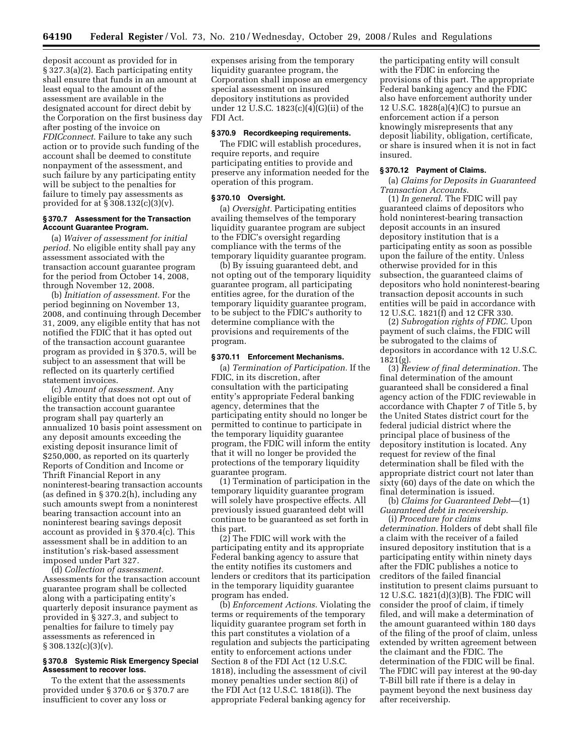deposit account as provided for in § 327.3(a)(2). Each participating entity shall ensure that funds in an amount at least equal to the amount of the assessment are available in the designated account for direct debit by the Corporation on the first business day after posting of the invoice on *FDICconnect*. Failure to take any such action or to provide such funding of the account shall be deemed to constitute nonpayment of the assessment, and such failure by any participating entity will be subject to the penalties for failure to timely pay assessments as provided for at § 308.132(c)(3)(v).

### § 370.7 Assessment for the Transaction Account Guarantee Program.

(a) *Waiver of assessment for initial period.* No eligible entity shall pay any assessment associated with the transaction account guarantee program for the period from October 14, 2008, through November 12, 2008.

(b) *Initiation of assessment.* For the period beginning on November 13, 2008, and continuing through December 31, 2009, any eligible entity that has not notified the FDIC that it has opted out of the transaction account guarantee program as provided in § 370.5, will be subject to an assessment that will be reflected on its quarterly certified statement invoices.

(c) *Amount of assessment.* Any eligible entity that does not opt out of the transaction account guarantee program shall pay quarterly an annualized 10 basis point assessment on any deposit amounts exceeding the existing deposit insurance limit of $250,000, as reported on its quarterly Reports of Condition and Income or Thrift Financial Report in any noninterest-bearing transaction accounts (as defined in § 370.2(h), including any such amounts swept from a noninterest bearing transaction account into an noninterest bearing savings deposit account as provided in § 370.4(c). This assessment shall be in addition to an institution's risk-based assessment imposed under Part 327.

(d) *Collection of assessment.* Assessments for the transaction account guarantee program shall be collected along with a participating entity's quarterly deposit insurance payment as provided in § 327.3, and subject to penalties for failure to timely pay assessments as referenced in § 308.132(c)(3)(v).

### § 370.8 Systemic Risk Emergency Special Assessment to recover loss.

To the extent that the assessments provided under § 370.6 or § 370.7 are insufficient to cover any loss or expenses arising from the temporary liquidity guarantee program, the Corporation shall impose an emergency special assessment on insured depository institutions as provided under 12 U.S.C. 1823(c)(4)(G)(ii) of the FDI Act.

### § 370.9 Recordkeeping requirements.

The FDIC will establish procedures, require reports, and require participating entities to provide and preserve any information needed for the operation of this program.

### § 370.10 Oversight.

(a) *Oversight.* Participating entities availing themselves of the temporary liquidity guarantee program are subject to the FDIC's oversight regarding compliance with the terms of the temporary liquidity guarantee program.

(b) By issuing guaranteed debt, and not opting out of the temporary liquidity guarantee program, all participating entities agree, for the duration of the temporary liquidity guarantee program, to be subject to the FDIC's authority to determine compliance with the provisions and requirements of the program.

### § 370.11 Enforcement Mechanisms.

(a) *Termination of Participation.* If the FDIC, in its discretion, after consultation with the participating entity's appropriate Federal banking agency, determines that the participating entity should no longer be permitted to continue to participate in the temporary liquidity guarantee program, the FDIC will inform the entity that it will no longer be provided the protections of the temporary liquidity guarantee program.

(1) Termination of participation in the temporary liquidity guarantee program will solely have prospective effects. All previously issued guaranteed debt will continue to be guaranteed as set forth in this part.

(2) The FDIC will work with the participating entity and its appropriate Federal banking agency to assure that the entity notifies its customers and lenders or creditors that its participation in the temporary liquidity guarantee program has ended.

(b) *Enforcement Actions.* Violating the terms or requirements of the temporary liquidity guarantee program set forth in this part constitutes a violation of a regulation and subjects the participating entity to enforcement actions under Section 8 of the FDI Act (12 U.S.C. 1818), including the assessment of civil money penalties under section 8(i) of the FDI Act (12 U.S.C. 1818(i)). The appropriate Federal banking agency for the participating entity will consult with the FDIC in enforcing the provisions of this part. The appropriate Federal banking agency and the FDIC also have enforcement authority under 12 U.S.C. 1828(a)(4)(C) to pursue an enforcement action if a person knowingly misrepresents that any deposit liability, obligation, certificate, or share is insured when it is not in fact insured.

### § 370.12 Payment of Claims.

(a) *Claims for Deposits in Guaranteed Transaction Accounts.*

(1) *In general.* The FDIC will pay guaranteed claims of depositors who hold noninterest-bearing transaction deposit accounts in an insured depository institution that is a participating entity as soon as possible upon the failure of the entity. Unless otherwise provided for in this subsection, the guaranteed claims of depositors who hold noninterest-bearing transaction deposit accounts in such entities will be paid in accordance with 12 U.S.C. 1821(f) and 12 CFR 330.

(2) *Subrogation rights of FDIC.* Upon payment of such claims, the FDIC will be subrogated to the claims of depositors in accordance with 12 U.S.C. 1821(g).

(3) *Review of final determination.* The final determination of the amount guaranteed shall be considered a final agency action of the FDIC reviewable in accordance with Chapter 7 of Title 5, by the United States district court for the federal judicial district where the principal place of business of the depository institution is located. Any request for review of the final determination shall be filed with the appropriate district court not later than sixty (60) days of the date on which the final determination is issued.

(b) *Claims for Guaranteed Debt*—(1) *Guaranteed debt in receivership.*

(i) *Procedure for claims determination.* Holders of debt shall file a claim with the receiver of a failed insured depository institution that is a participating entity within ninety days after the FDIC publishes a notice to creditors of the failed financial institution to present claims pursuant to 12 U.S.C. 1821(d)(3)(B). The FDIC will consider the proof of claim, if timely filed, and will make a determination of the amount guaranteed within 180 days of the filing of the proof of claim, unless extended by written agreement between the claimant and the FDIC. The determination of the FDIC will be final. The FDIC will pay interest at the 90-day T-Bill bill rate if there is a delay in payment beyond the next business day after receivership.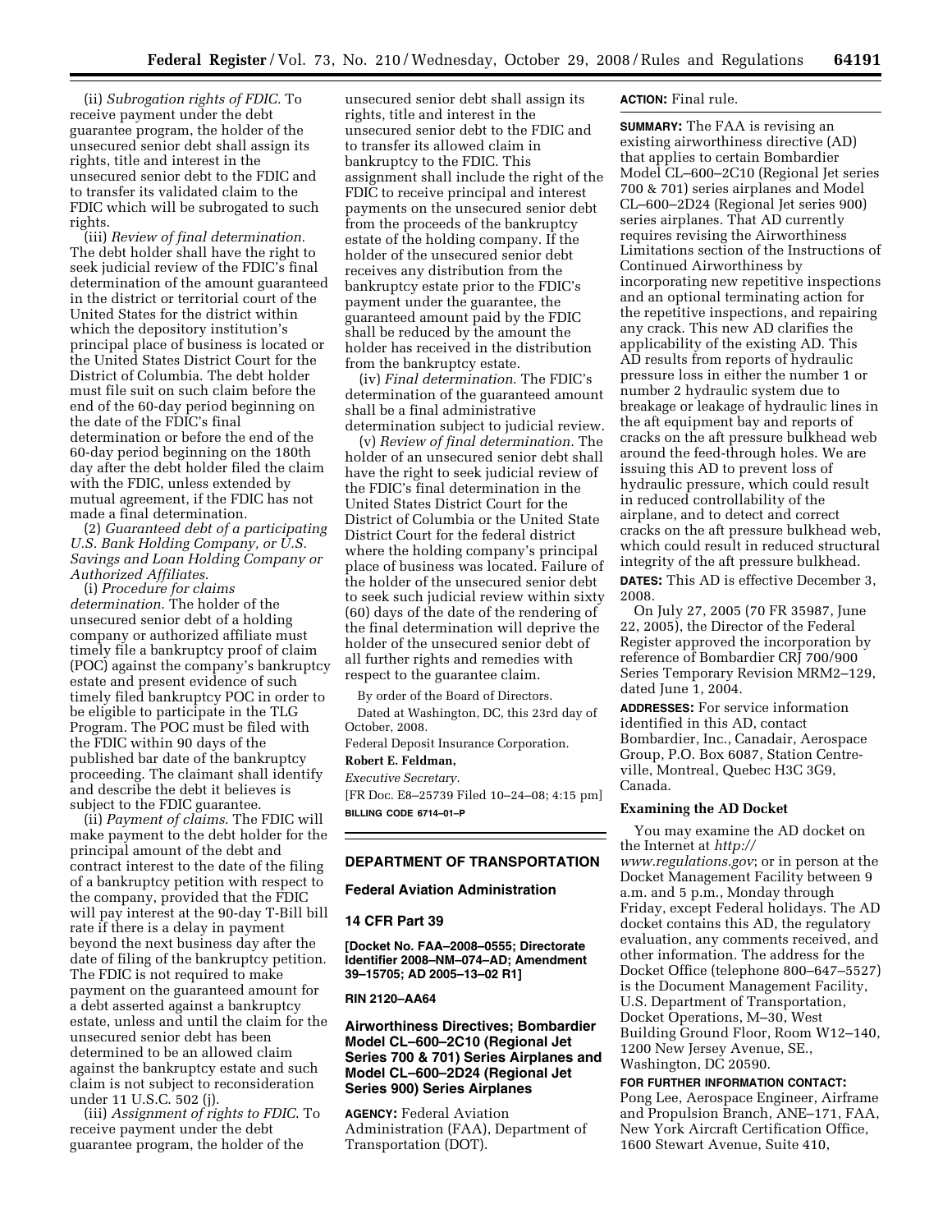(ii) *Subrogation rights of FDIC.* To receive payment under the debt guarantee program, the holder of the unsecured senior debt shall assign its rights, title and interest in the unsecured senior debt to the FDIC and to transfer its validated claim to the FDIC which will be subrogated to such rights.

(iii) *Review of final determination.* The debt holder shall have the right to seek judicial review of the FDIC's final determination of the amount guaranteed in the district or territorial court of the United States for the district within which the depository institution's principal place of business is located or the United States District Court for the District of Columbia. The debt holder must file suit on such claim before the end of the 60-day period beginning on the date of the FDIC's final determination or before the end of the 60-day period beginning on the 180th day after the debt holder filed the claim with the FDIC, unless extended by mutual agreement, if the FDIC has not made a final determination.

(2) *Guaranteed debt of a participating U.S. Bank Holding Company, or U.S. Savings and Loan Holding Company or Authorized Affiliates.*

(i) *Procedure for claims determination.* The holder of the unsecured senior debt of a holding company or authorized affiliate must timely file a bankruptcy proof of claim (POC) against the company's bankruptcy estate and present evidence of such timely filed bankruptcy POC in order to be eligible to participate in the TLG Program. The POC must be filed with the FDIC within 90 days of the published bar date of the bankruptcy proceeding. The claimant shall identify and describe the debt it believes is subject to the FDIC guarantee.

(ii) *Payment of claims.* The FDIC will make payment to the debt holder for the principal amount of the debt and contract interest to the date of the filing of a bankruptcy petition with respect to the company, provided that the FDIC will pay interest at the 90-day T-Bill bill rate if there is a delay in payment beyond the next business day after the date of filing of the bankruptcy petition. The FDIC is not required to make payment on the guaranteed amount for a debt asserted against a bankruptcy estate, unless and until the claim for the unsecured senior debt has been determined to be an allowed claim against the bankruptcy estate and such claim is not subject to reconsideration under 11 U.S.C. 502 (j).

(iii) *Assignment of rights to FDIC.* To receive payment under the debt guarantee program, the holder of the unsecured senior debt shall assign its rights, title and interest in the unsecured senior debt to the FDIC and to transfer its allowed claim in bankruptcy to the FDIC. This assignment shall include the right of the FDIC to receive principal and interest payments on the unsecured senior debt from the proceeds of the bankruptcy estate of the holding company. If the holder of the unsecured senior debt receives any distribution from the bankruptcy estate prior to the FDIC's payment under the guarantee, the guaranteed amount paid by the FDIC shall be reduced by the amount the holder has received in the distribution from the bankruptcy estate.

(iv) *Final determination.* The FDIC's determination of the guaranteed amount shall be a final administrative determination subject to judicial review.

(v) *Review of final determination.* The holder of an unsecured senior debt shall have the right to seek judicial review of the FDIC's final determination in the United States District Court for the District of Columbia or the United State District Court for the federal district where the holding company's principal place of business was located. Failure of the holder of the unsecured senior debt to seek such judicial review within sixty (60) days of the date of the rendering of the final determination will deprive the holder of the unsecured senior debt of all further rights and remedies with respect to the guarantee claim.

By order of the Board of Directors.

Dated at Washington, DC, this 23rd day of October, 2008.

Federal Deposit Insurance Corporation.

**Robert E. Feldman,**

*Executive Secretary.*

[FR Doc. E8–25739 Filed 10–24–08; 4:15 pm]

**BILLING CODE 6714–01–P**

## DEPARTMENT OF TRANSPORTATION

### Federal Aviation Administration

### 14 CFR Part 39

**[Docket No. FAA–2008–0555; Directorate Identifier 2008–NM–074–AD; Amendment 39–15705; AD 2005–13–02 R1]**

**RIN 2120–AA64**

### Airworthiness Directives; Bombardier Model CL–600–2C10 (Regional Jet Series 700 & 701) Series Airplanes and Model CL–600–2D24 (Regional Jet Series 900) Series Airplanes

**AGENCY:** Federal Aviation Administration (FAA), Department of Transportation (DOT).

**ACTION:** Final rule.

**SUMMARY:** The FAA is revising an existing airworthiness directive (AD) that applies to certain Bombardier Model CL–600–2C10 (Regional Jet series 700 & 701) series airplanes and Model CL–600–2D24 (Regional Jet series 900) series airplanes. That AD currently requires revising the Airworthiness Limitations section of the Instructions of Continued Airworthiness by incorporating new repetitive inspections and an optional terminating action for the repetitive inspections, and repairing any crack. This new AD clarifies the applicability of the existing AD. This AD results from reports of hydraulic pressure loss in either the number 1 or number 2 hydraulic system due to breakage or leakage of hydraulic lines in the aft equipment bay and reports of cracks on the aft pressure bulkhead web around the feed-through holes. We are issuing this AD to prevent loss of hydraulic pressure, which could result in reduced controllability of the airplane, and to detect and correct cracks on the aft pressure bulkhead web, which could result in reduced structural integrity of the aft pressure bulkhead.

**DATES:** This AD is effective December 3, 2008.

On July 27, 2005 (70 FR 35987, June 22, 2005), the Director of the Federal Register approved the incorporation by reference of Bombardier CRJ 700/900 Series Temporary Revision MRM2–129, dated June 1, 2004.

**ADDRESSES:** For service information identified in this AD, contact Bombardier, Inc., Canadair, Aerospace Group, P.O. Box 6087, Station Centre-ville, Montreal, Quebec H3C 3G9, Canada.

#### Examining the AD Docket

You may examine the AD docket on the Internet at *http://www.regulations.gov*; or in person at the Docket Management Facility between 9 a.m. and 5 p.m., Monday through Friday, except Federal holidays. The AD docket contains this AD, the regulatory evaluation, any comments received, and other information. The address for the Docket Office (telephone 800–647–5527) is the Document Management Facility, U.S. Department of Transportation, Docket Operations, M–30, West Building Ground Floor, Room W12–140, 1200 New Jersey Avenue, SE., Washington, DC 20590.

**FOR FURTHER INFORMATION CONTACT:** Pong Lee, Aerospace Engineer, Airframe and Propulsion Branch, ANE–171, FAA, New York Aircraft Certification Office, 1600 Stewart Avenue, Suite 410,